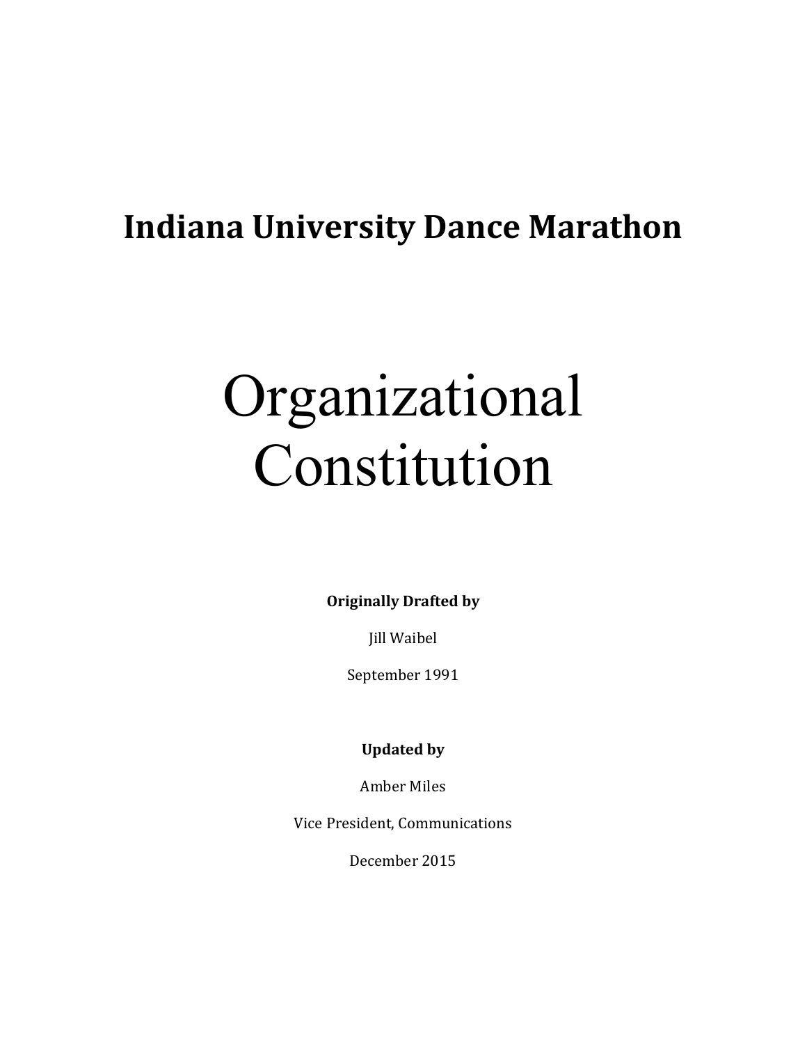# Indiana University Dance Marathon

# Organizational Constitution

**Originally Drafted by**

Jill Waibel

September 1991

**Updated by**

Amber Miles

Vice President, Communications

December 2015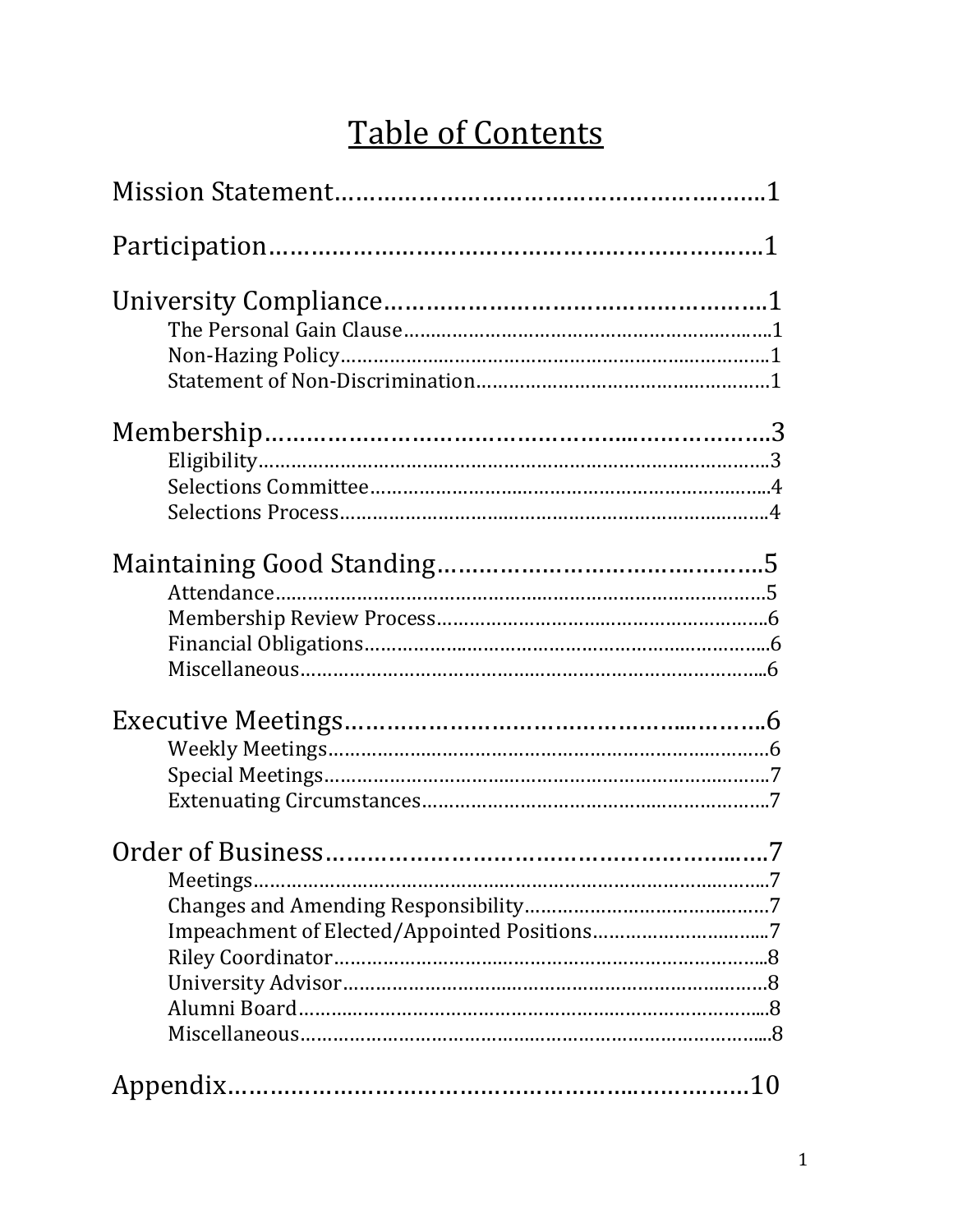# Table of Contents

Mission Statement……………………………………………………1

Participation……………………………………………………………1

University Compliance……………………………………………1
- The Personal Gain Clause……………………………………………1
- Non-Hazing Policy……………………………………………………1
- Statement of Non-Discrimination…………………………………1

Membership……………………………………………………………3
- Eligibility………………………………………………………………3
- Selections Committee………………………………………………4
- Selections Process……………………………………………………4

Maintaining Good Standing………………………………………5
- Attendance……………………………………………………………5
- Membership Review Process………………………………………6
- Financial Obligations…………………………………………………6
- Miscellaneous…………………………………………………………6

Executive Meetings…………………………………………………6
- Weekly Meetings……………………………………………………6
- Special Meetings……………………………………………………7
- Extenuating Circumstances…………………………………………7

Order of Business……………………………………………………7
- Meetings………………………………………………………………7
- Changes and Amending Responsibility……………………………7
- Impeachment of Elected/Appointed Positions……………………7
- Riley Coordinator……………………………………………………8
- University Advisor……………………………………………………8
- Alumni Board…………………………………………………………8
- Miscellaneous…………………………………………………………8

Appendix………………………………………………………………10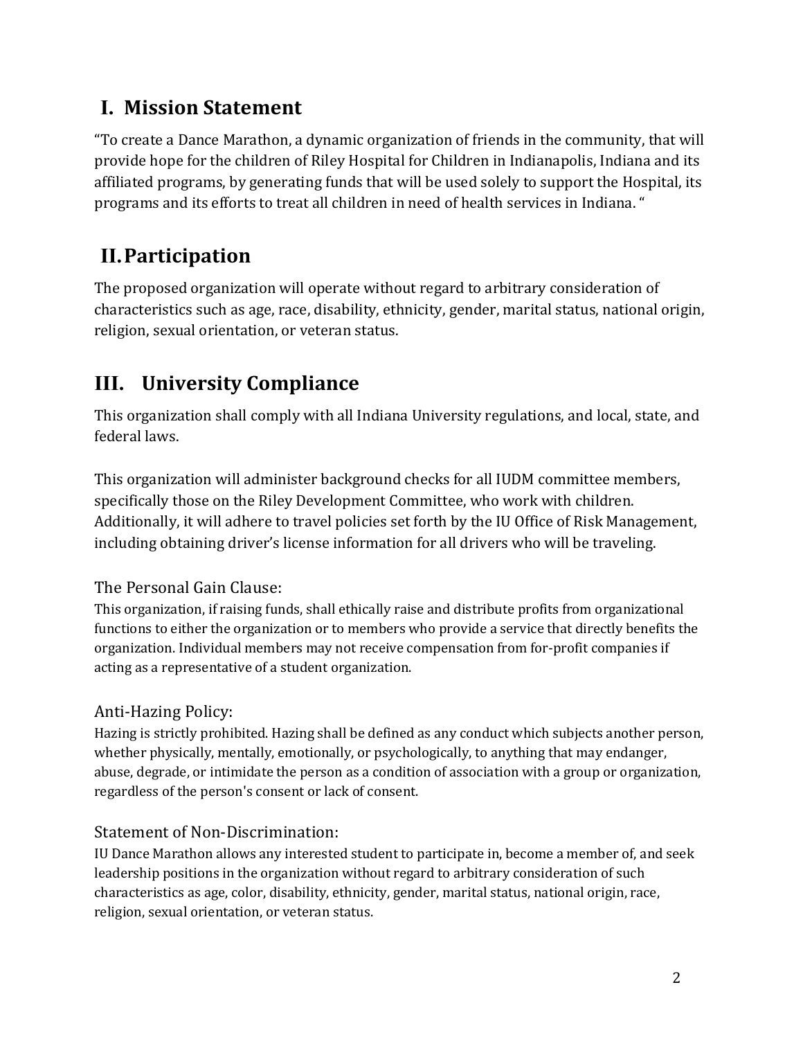## I. Mission Statement

"To create a Dance Marathon, a dynamic organization of friends in the community, that will provide hope for the children of Riley Hospital for Children in Indianapolis, Indiana and its affiliated programs, by generating funds that will be used solely to support the Hospital, its programs and its efforts to treat all children in need of health services in Indiana. "

## II. Participation

The proposed organization will operate without regard to arbitrary consideration of characteristics such as age, race, disability, ethnicity, gender, marital status, national origin, religion, sexual orientation, or veteran status.

## III. University Compliance

This organization shall comply with all Indiana University regulations, and local, state, and federal laws.

This organization will administer background checks for all IUDM committee members, specifically those on the Riley Development Committee, who work with children. Additionally, it will adhere to travel policies set forth by the IU Office of Risk Management, including obtaining driver's license information for all drivers who will be traveling.

### The Personal Gain Clause:

This organization, if raising funds, shall ethically raise and distribute profits from organizational functions to either the organization or to members who provide a service that directly benefits the organization. Individual members may not receive compensation from for-profit companies if acting as a representative of a student organization.

### Anti-Hazing Policy:

Hazing is strictly prohibited. Hazing shall be defined as any conduct which subjects another person, whether physically, mentally, emotionally, or psychologically, to anything that may endanger, abuse, degrade, or intimidate the person as a condition of association with a group or organization, regardless of the person's consent or lack of consent.

### Statement of Non-Discrimination:

IU Dance Marathon allows any interested student to participate in, become a member of, and seek leadership positions in the organization without regard to arbitrary consideration of such characteristics as age, color, disability, ethnicity, gender, marital status, national origin, race, religion, sexual orientation, or veteran status.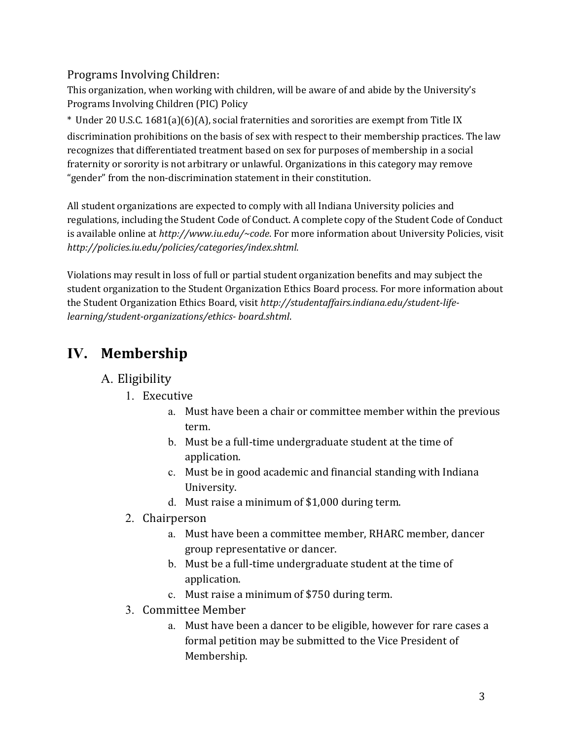Programs Involving Children:

This organization, when working with children, will be aware of and abide by the University's Programs Involving Children (PIC) Policy

* Under 20 U.S.C. 1681(a)(6)(A), social fraternities and sororities are exempt from Title IX discrimination prohibitions on the basis of sex with respect to their membership practices. The law recognizes that differentiated treatment based on sex for purposes of membership in a social fraternity or sorority is not arbitrary or unlawful. Organizations in this category may remove "gender" from the non-discrimination statement in their constitution.

All student organizations are expected to comply with all Indiana University policies and regulations, including the Student Code of Conduct. A complete copy of the Student Code of Conduct is available online at *http://www.iu.edu/~code*. For more information about University Policies, visit *http://policies.iu.edu/policies/categories/index.shtml*.

Violations may result in loss of full or partial student organization benefits and may subject the student organization to the Student Organization Ethics Board process. For more information about the Student Organization Ethics Board, visit *http://studentaffairs.indiana.edu/student-life-learning/student-organizations/ethics- board.shtml*.

# IV. Membership

## A. Eligibility

1. Executive
    a. Must have been a chair or committee member within the previous term.
    b. Must be a full-time undergraduate student at the time of application.
    c. Must be in good academic and financial standing with Indiana University.
    d. Must raise a minimum of $1,000 during term.
2. Chairperson
    a. Must have been a committee member, RHARC member, dancer group representative or dancer.
    b. Must be a full-time undergraduate student at the time of application.
    c. Must raise a minimum of $750 during term.
3. Committee Member
    a. Must have been a dancer to be eligible, however for rare cases a formal petition may be submitted to the Vice President of Membership.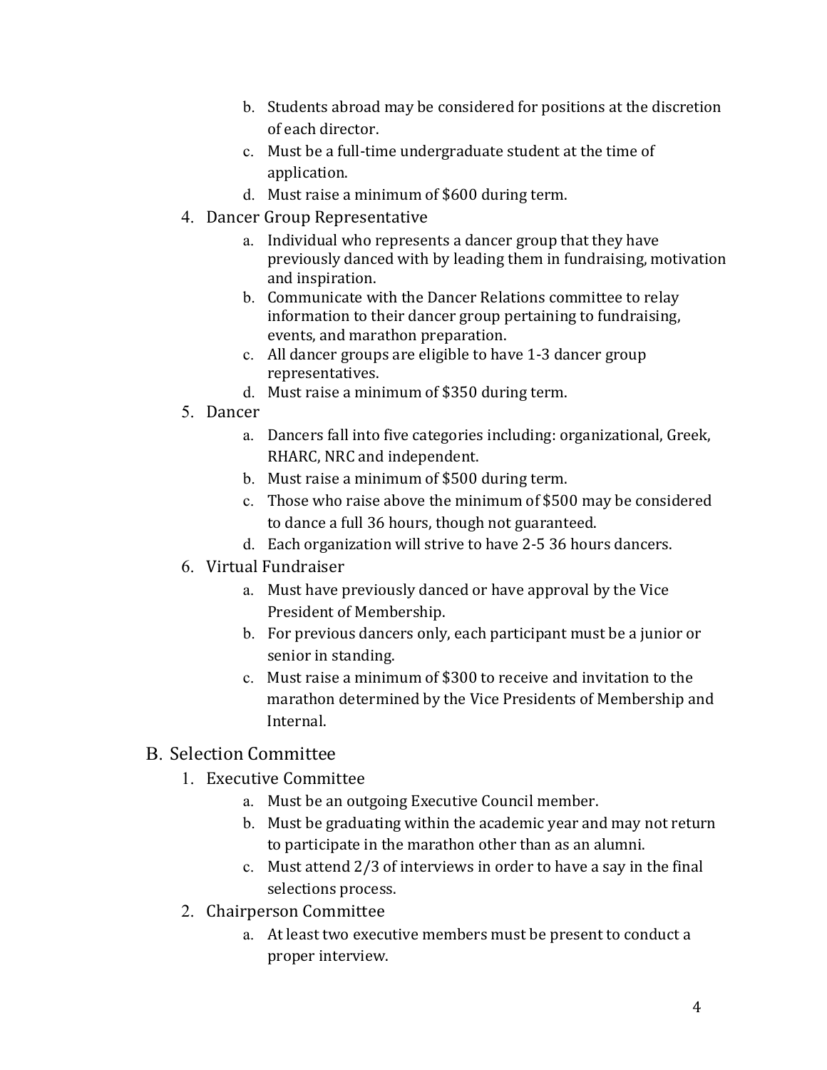b. Students abroad may be considered for positions at the discretion of each director.
   c. Must be a full-time undergraduate student at the time of application.
   d. Must raise a minimum of $600 during term.

4. Dancer Group Representative
   a. Individual who represents a dancer group that they have previously danced with by leading them in fundraising, motivation and inspiration.
   b. Communicate with the Dancer Relations committee to relay information to their dancer group pertaining to fundraising, events, and marathon preparation.
   c. All dancer groups are eligible to have 1-3 dancer group representatives.
   d. Must raise a minimum of $350 during term.
5. Dancer
   a. Dancers fall into five categories including: organizational, Greek, RHARC, NRC and independent.
   b. Must raise a minimum of $500 during term.
   c. Those who raise above the minimum of $500 may be considered to dance a full 36 hours, though not guaranteed.
   d. Each organization will strive to have 2-5 36 hours dancers.
6. Virtual Fundraiser
   a. Must have previously danced or have approval by the Vice President of Membership.
   b. For previous dancers only, each participant must be a junior or senior in standing.
   c. Must raise a minimum of $300 to receive and invitation to the marathon determined by the Vice Presidents of Membership and Internal.

## B. Selection Committee

1. Executive Committee
   a. Must be an outgoing Executive Council member.
   b. Must be graduating within the academic year and may not return to participate in the marathon other than as an alumni.
   c. Must attend 2/3 of interviews in order to have a say in the final selections process.
2. Chairperson Committee
   a. At least two executive members must be present to conduct a proper interview.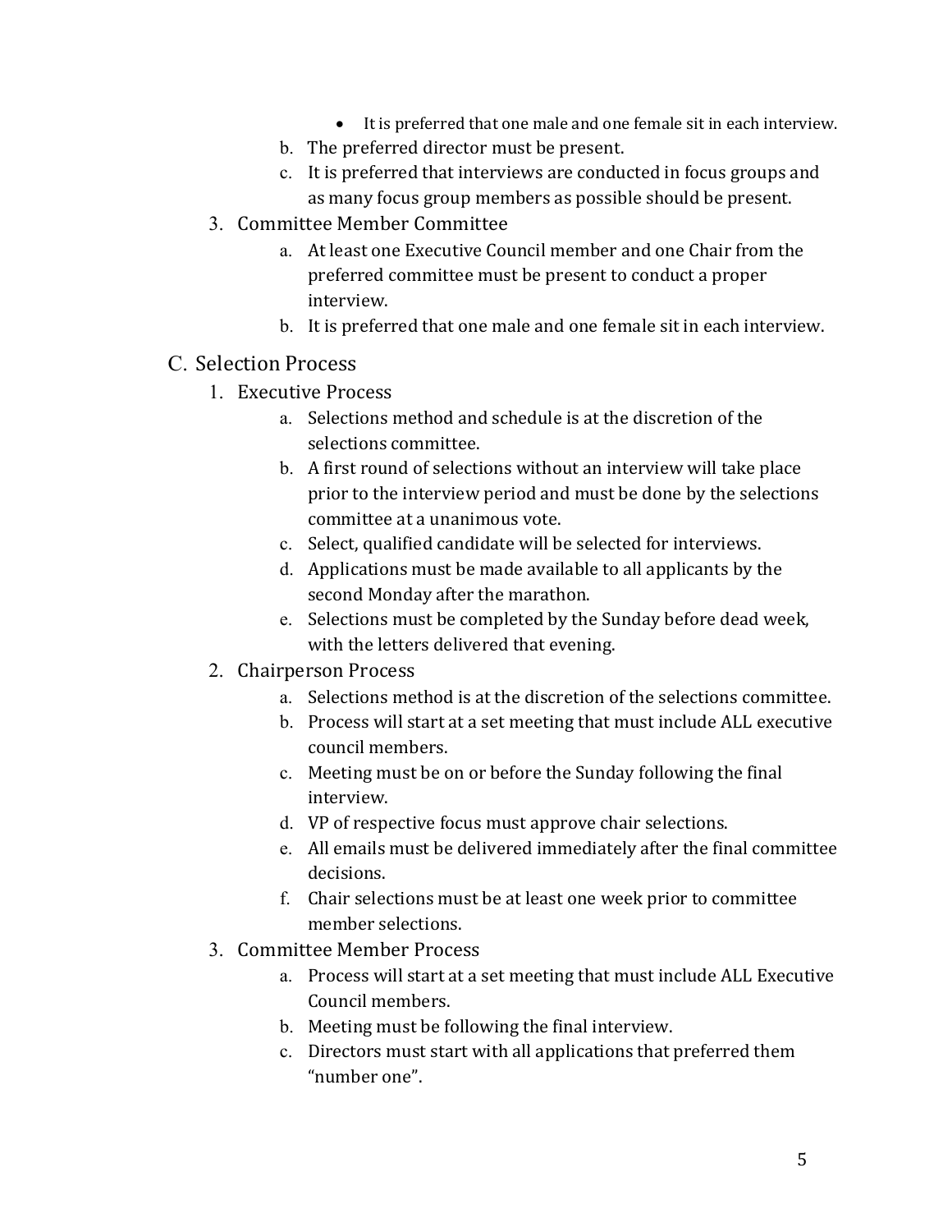- It is preferred that one male and one female sit in each interview.

b. The preferred director must be present.

c. It is preferred that interviews are conducted in focus groups and as many focus group members as possible should be present.

3. Committee Member Committee
    a. At least one Executive Council member and one Chair from the preferred committee must be present to conduct a proper interview.
    b. It is preferred that one male and one female sit in each interview.

C. Selection Process

1. Executive Process
    a. Selections method and schedule is at the discretion of the selections committee.
    b. A first round of selections without an interview will take place prior to the interview period and must be done by the selections committee at a unanimous vote.
    c. Select, qualified candidate will be selected for interviews.
    d. Applications must be made available to all applicants by the second Monday after the marathon.
    e. Selections must be completed by the Sunday before dead week, with the letters delivered that evening.
2. Chairperson Process
    a. Selections method is at the discretion of the selections committee.
    b. Process will start at a set meeting that must include ALL executive council members.
    c. Meeting must be on or before the Sunday following the final interview.
    d. VP of respective focus must approve chair selections.
    e. All emails must be delivered immediately after the final committee decisions.
    f. Chair selections must be at least one week prior to committee member selections.
3. Committee Member Process
    a. Process will start at a set meeting that must include ALL Executive Council members.
    b. Meeting must be following the final interview.
    c. Directors must start with all applications that preferred them "number one".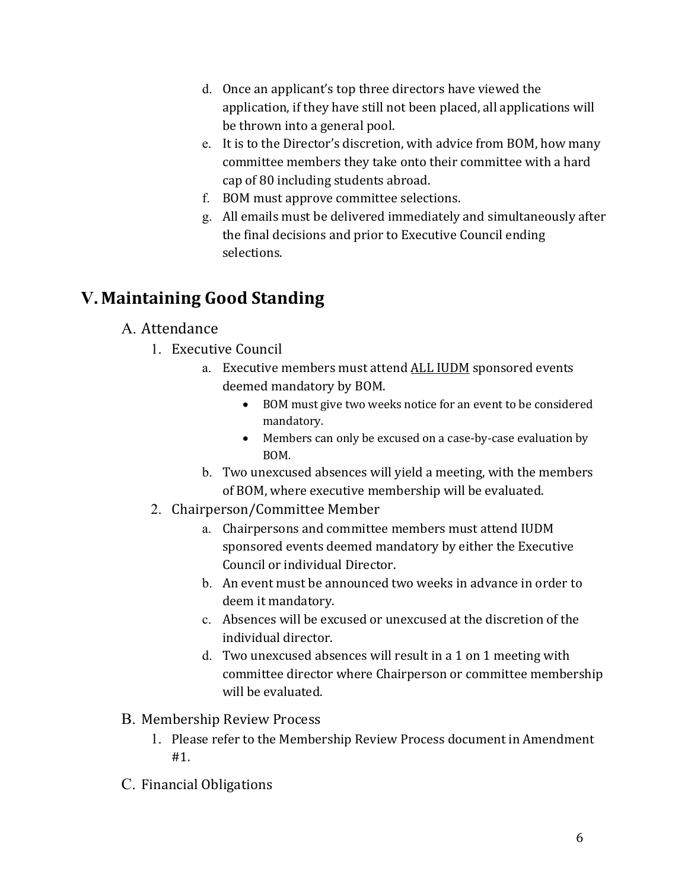d. Once an applicant's top three directors have viewed the application, if they have still not been placed, all applications will be thrown into a general pool.

e. It is to the Director's discretion, with advice from BOM, how many committee members they take onto their committee with a hard cap of 80 including students abroad.

f. BOM must approve committee selections.

g. All emails must be delivered immediately and simultaneously after the final decisions and prior to Executive Council ending selections.

# V. Maintaining Good Standing

## A. Attendance

### 1. Executive Council

a. Executive members must attend <u>ALL IUDM</u> sponsored events deemed mandatory by BOM.

- BOM must give two weeks notice for an event to be considered mandatory.
- Members can only be excused on a case-by-case evaluation by BOM.

b. Two unexcused absences will yield a meeting, with the members of BOM, where executive membership will be evaluated.

### 2. Chairperson/Committee Member

a. Chairpersons and committee members must attend IUDM sponsored events deemed mandatory by either the Executive Council or individual Director.

b. An event must be announced two weeks in advance in order to deem it mandatory.

c. Absences will be excused or unexcused at the discretion of the individual director.

d. Two unexcused absences will result in a 1 on 1 meeting with committee director where Chairperson or committee membership will be evaluated.

## B. Membership Review Process

1. Please refer to the Membership Review Process document in Amendment #1.

## C. Financial Obligations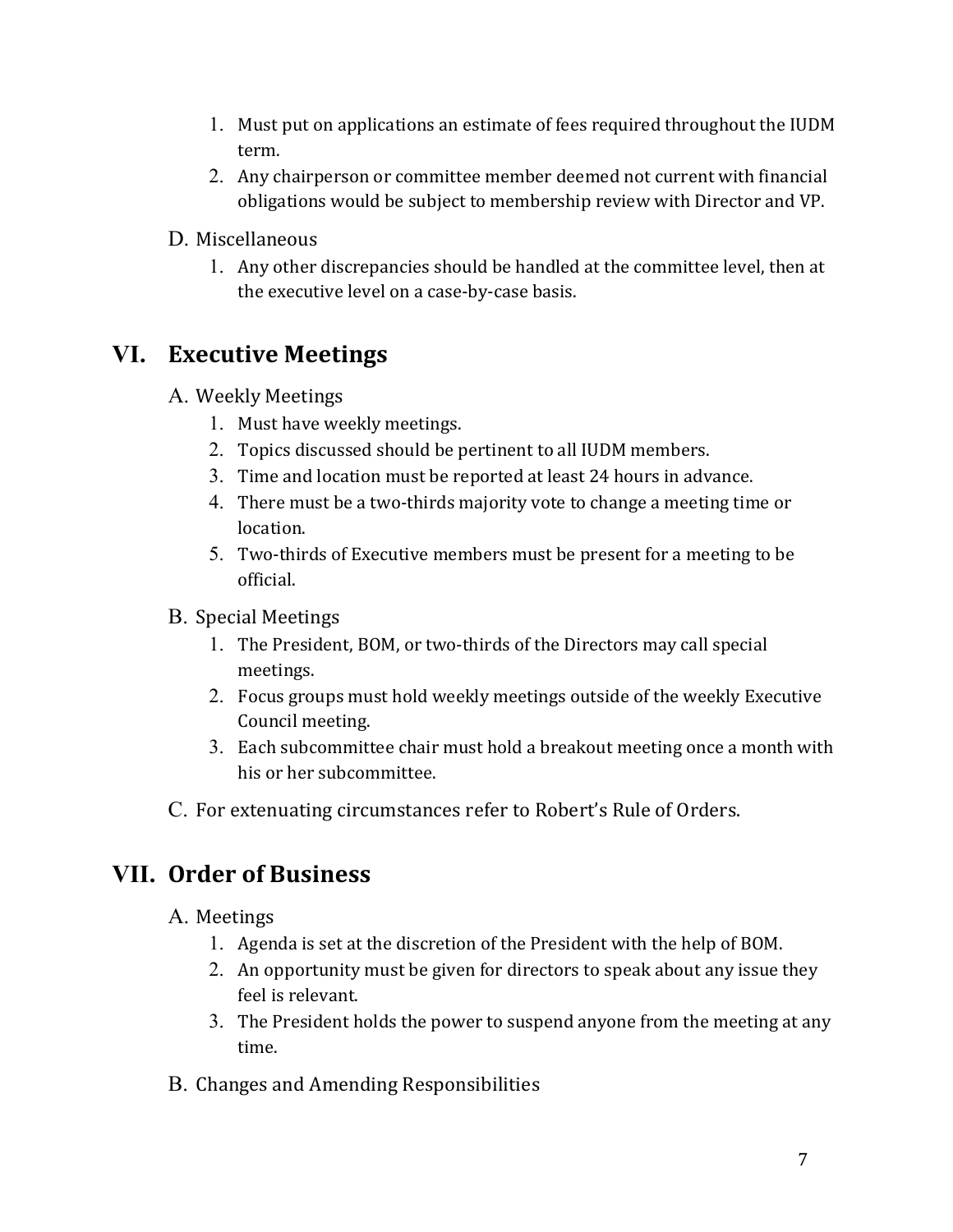1. Must put on applications an estimate of fees required throughout the IUDM term.
2. Any chairperson or committee member deemed not current with financial obligations would be subject to membership review with Director and VP.

D. Miscellaneous

1. Any other discrepancies should be handled at the committee level, then at the executive level on a case-by-case basis.

## VI. Executive Meetings

A. Weekly Meetings

1. Must have weekly meetings.
2. Topics discussed should be pertinent to all IUDM members.
3. Time and location must be reported at least 24 hours in advance.
4. There must be a two-thirds majority vote to change a meeting time or location.
5. Two-thirds of Executive members must be present for a meeting to be official.

B. Special Meetings

1. The President, BOM, or two-thirds of the Directors may call special meetings.
2. Focus groups must hold weekly meetings outside of the weekly Executive Council meeting.
3. Each subcommittee chair must hold a breakout meeting once a month with his or her subcommittee.

C. For extenuating circumstances refer to Robert's Rule of Orders.

## VII. Order of Business

A. Meetings

1. Agenda is set at the discretion of the President with the help of BOM.
2. An opportunity must be given for directors to speak about any issue they feel is relevant.
3. The President holds the power to suspend anyone from the meeting at any time.

B. Changes and Amending Responsibilities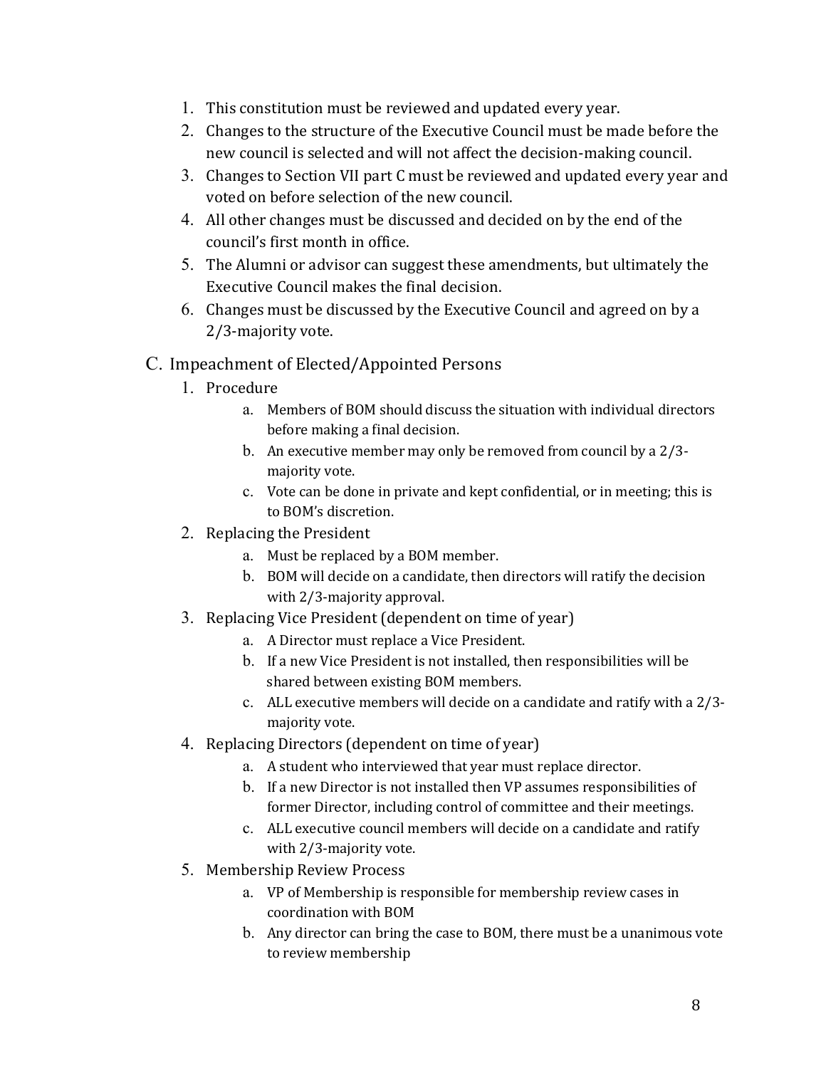1. This constitution must be reviewed and updated every year.
2. Changes to the structure of the Executive Council must be made before the new council is selected and will not affect the decision-making council.
3. Changes to Section VII part C must be reviewed and updated every year and voted on before selection of the new council.
4. All other changes must be discussed and decided on by the end of the council's first month in office.
5. The Alumni or advisor can suggest these amendments, but ultimately the Executive Council makes the final decision.
6. Changes must be discussed by the Executive Council and agreed on by a 2/3-majority vote.

## C. Impeachment of Elected/Appointed Persons

1. Procedure
   a. Members of BOM should discuss the situation with individual directors before making a final decision.
   b. An executive member may only be removed from council by a 2/3-majority vote.
   c. Vote can be done in private and kept confidential, or in meeting; this is to BOM's discretion.
2. Replacing the President
   a. Must be replaced by a BOM member.
   b. BOM will decide on a candidate, then directors will ratify the decision with 2/3-majority approval.
3. Replacing Vice President (dependent on time of year)
   a. A Director must replace a Vice President.
   b. If a new Vice President is not installed, then responsibilities will be shared between existing BOM members.
   c. ALL executive members will decide on a candidate and ratify with a 2/3-majority vote.
4. Replacing Directors (dependent on time of year)
   a. A student who interviewed that year must replace director.
   b. If a new Director is not installed then VP assumes responsibilities of former Director, including control of committee and their meetings.
   c. ALL executive council members will decide on a candidate and ratify with 2/3-majority vote.
5. Membership Review Process
   a. VP of Membership is responsible for membership review cases in coordination with BOM
   b. Any director can bring the case to BOM, there must be a unanimous vote to review membership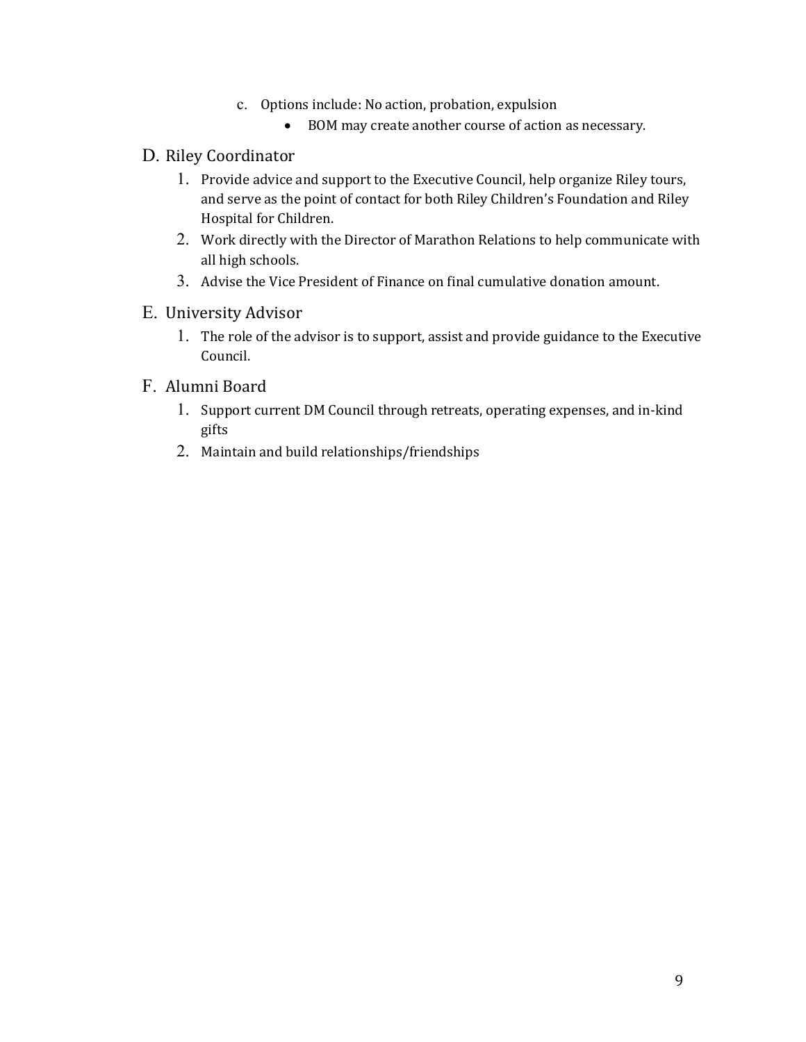c. Options include: No action, probation, expulsion
   - BOM may create another course of action as necessary.

## D. Riley Coordinator

1. Provide advice and support to the Executive Council, help organize Riley tours, and serve as the point of contact for both Riley Children's Foundation and Riley Hospital for Children.
2. Work directly with the Director of Marathon Relations to help communicate with all high schools.
3. Advise the Vice President of Finance on final cumulative donation amount.

## E. University Advisor

1. The role of the advisor is to support, assist and provide guidance to the Executive Council.

## F. Alumni Board

1. Support current DM Council through retreats, operating expenses, and in-kind gifts
2. Maintain and build relationships/friendships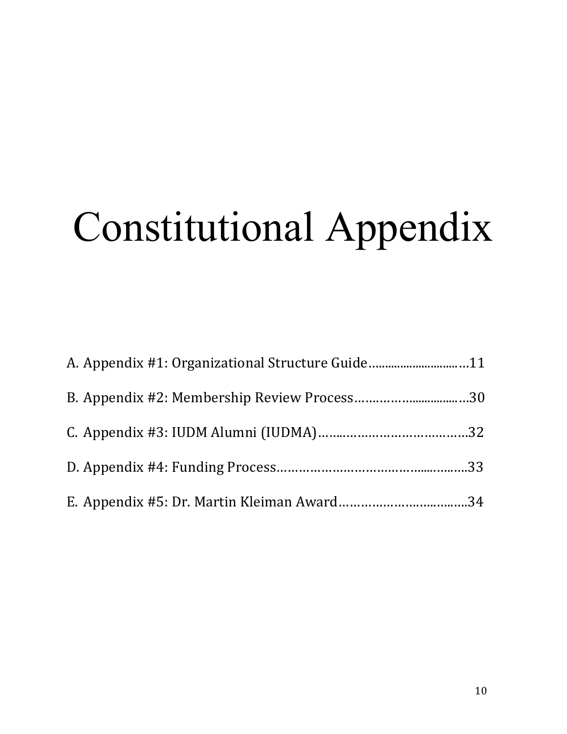# Constitutional Appendix

A. Appendix #1: Organizational Structure Guide……………………………11

B. Appendix #2: Membership Review Process……………………………30

C. Appendix #3: IUDM Alumni (IUDMA)………………………………….32

D. Appendix #4: Funding Process……………………………………………..33

E. Appendix #5: Dr. Martin Kleiman Award………………………………34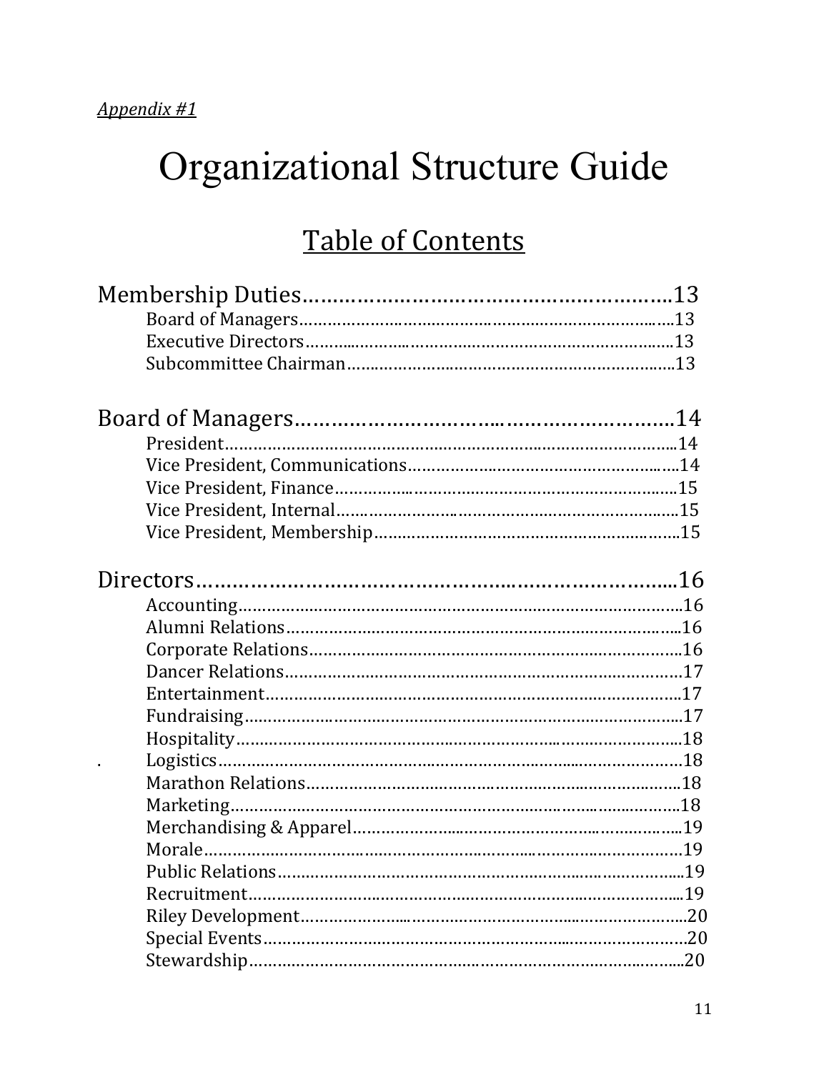*Appendix #1*

# Organizational Structure Guide

## Table of Contents

Membership Duties……………………………………………………13
- Board of Managers……………………………………………………13
- Executive Directors……………………………………………………13
- Subcommittee Chairman………………………………………………13

Board of Managers……………………………………………………14
- President……………………………………………………………14
- Vice President, Communications……………………………………14
- Vice President, Finance………………………………………………15
- Vice President, Internal………………………………………………15
- Vice President, Membership…………………………………………15

Directors………………………………………………………………16
- Accounting…………………………………………………………16
- Alumni Relations……………………………………………………16
- Corporate Relations…………………………………………………16
- Dancer Relations……………………………………………………17
- Entertainment………………………………………………………17
- Fundraising…………………………………………………………17
- Hospitality…………………………………………………………18
- Logistics……………………………………………………………18
- Marathon Relations…………………………………………………18
- Marketing…………………………………………………………18
- Merchandising & Apparel…………………………………………19
- Morale………………………………………………………………19
- Public Relations……………………………………………………19
- Recruitment…………………………………………………………19
- Riley Development…………………………………………………20
- Special Events………………………………………………………20
- Stewardship…………………………………………………………20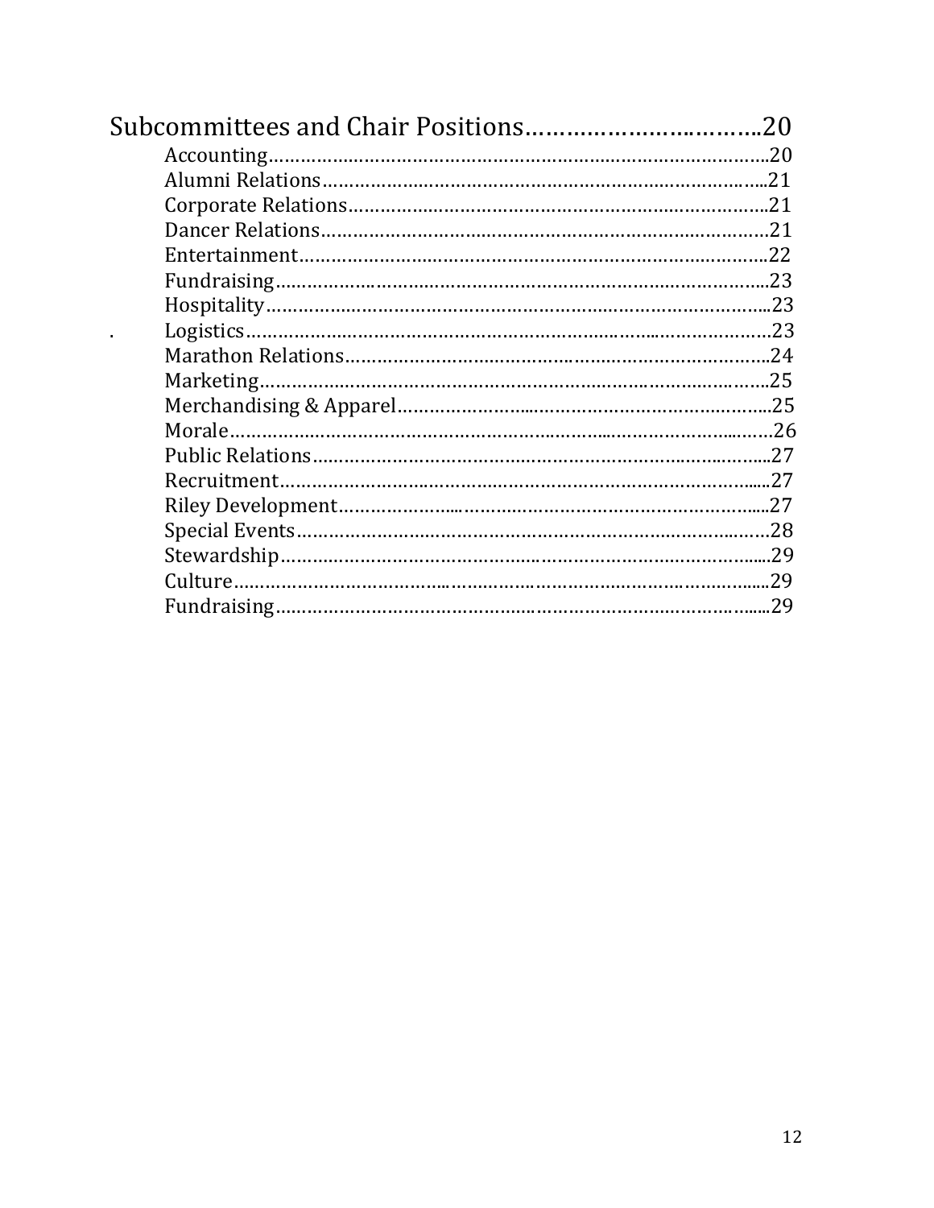# Subcommittees and Chair Positions……………………………20

- Accounting……………………………………………………………………………20
- Alumni Relations………………………………………………………………………21
- Corporate Relations……………………………………………………………………21
- Dancer Relations………………………………………………………………………21
- Entertainment…………………………………………………………………………22
- Fundraising……………………………………………………………………………23
- Hospitality……………………………………………………………………………23
- Logistics………………………………………………………………………………23
- Marathon Relations……………………………………………………………………24
- Marketing………………………………………………………………………………25
- Merchandising & Apparel……………………………………………………………25
- Morale…………………………………………………………………………………26
- Public Relations………………………………………………………………………27
- Recruitment……………………………………………………………………………27
- Riley Development……………………………………………………………………27
- Special Events…………………………………………………………………………28
- Stewardship……………………………………………………………………………29
- Culture…………………………………………………………………………………29
- Fundraising……………………………………………………………………………29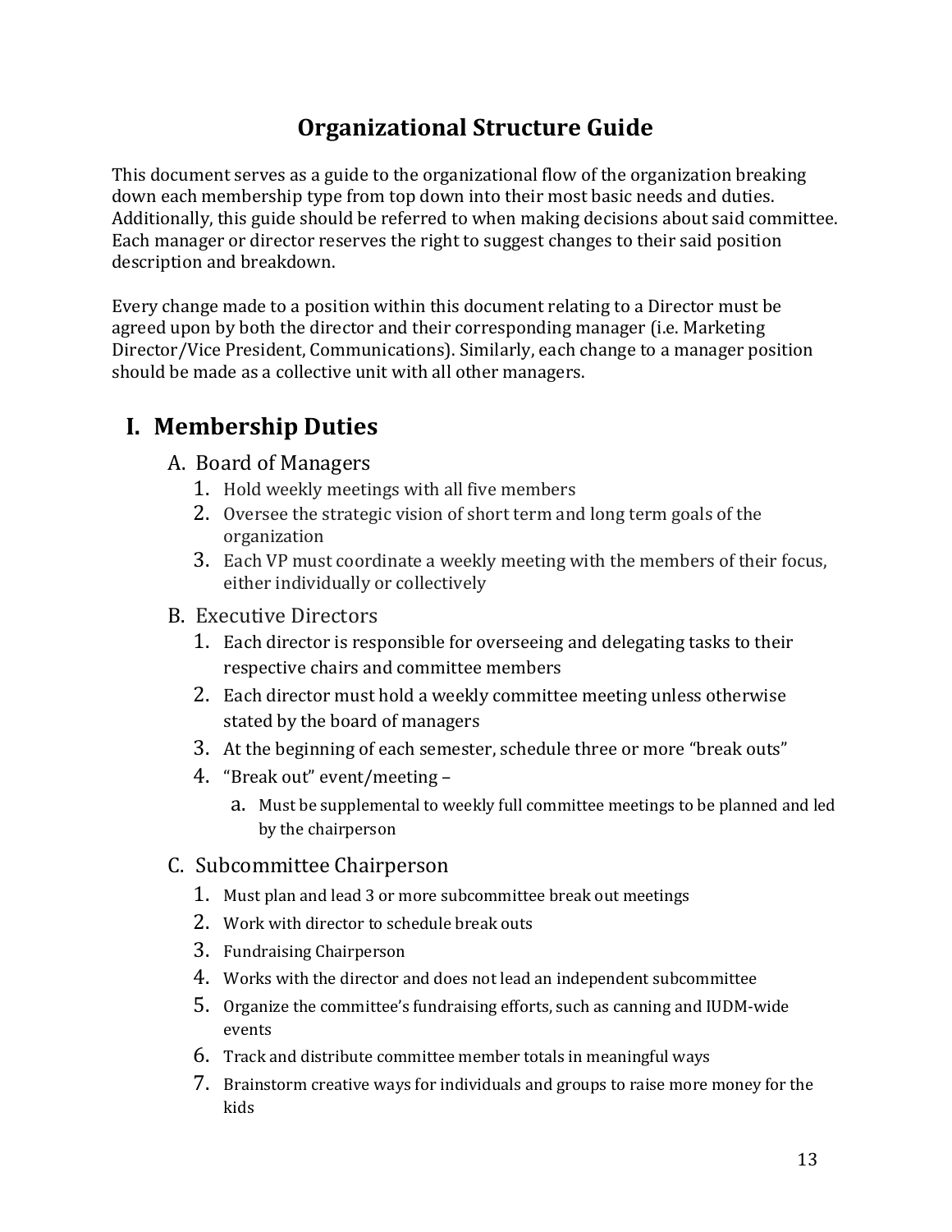# Organizational Structure Guide

This document serves as a guide to the organizational flow of the organization breaking down each membership type from top down into their most basic needs and duties. Additionally, this guide should be referred to when making decisions about said committee. Each manager or director reserves the right to suggest changes to their said position description and breakdown.

Every change made to a position within this document relating to a Director must be agreed upon by both the director and their corresponding manager (i.e. Marketing Director/Vice President, Communications). Similarly, each change to a manager position should be made as a collective unit with all other managers.

## I. Membership Duties

### A. Board of Managers

1. Hold weekly meetings with all five members
2. Oversee the strategic vision of short term and long term goals of the organization
3. Each VP must coordinate a weekly meeting with the members of their focus, either individually or collectively

### B. Executive Directors

1. Each director is responsible for overseeing and delegating tasks to their respective chairs and committee members
2. Each director must hold a weekly committee meeting unless otherwise stated by the board of managers
3. At the beginning of each semester, schedule three or more "break outs"
4. "Break out" event/meeting –
   a. Must be supplemental to weekly full committee meetings to be planned and led by the chairperson

### C. Subcommittee Chairperson

1. Must plan and lead 3 or more subcommittee break out meetings
2. Work with director to schedule break outs
3. Fundraising Chairperson
4. Works with the director and does not lead an independent subcommittee
5. Organize the committee's fundraising efforts, such as canning and IUDM-wide events
6. Track and distribute committee member totals in meaningful ways
7. Brainstorm creative ways for individuals and groups to raise more money for the kids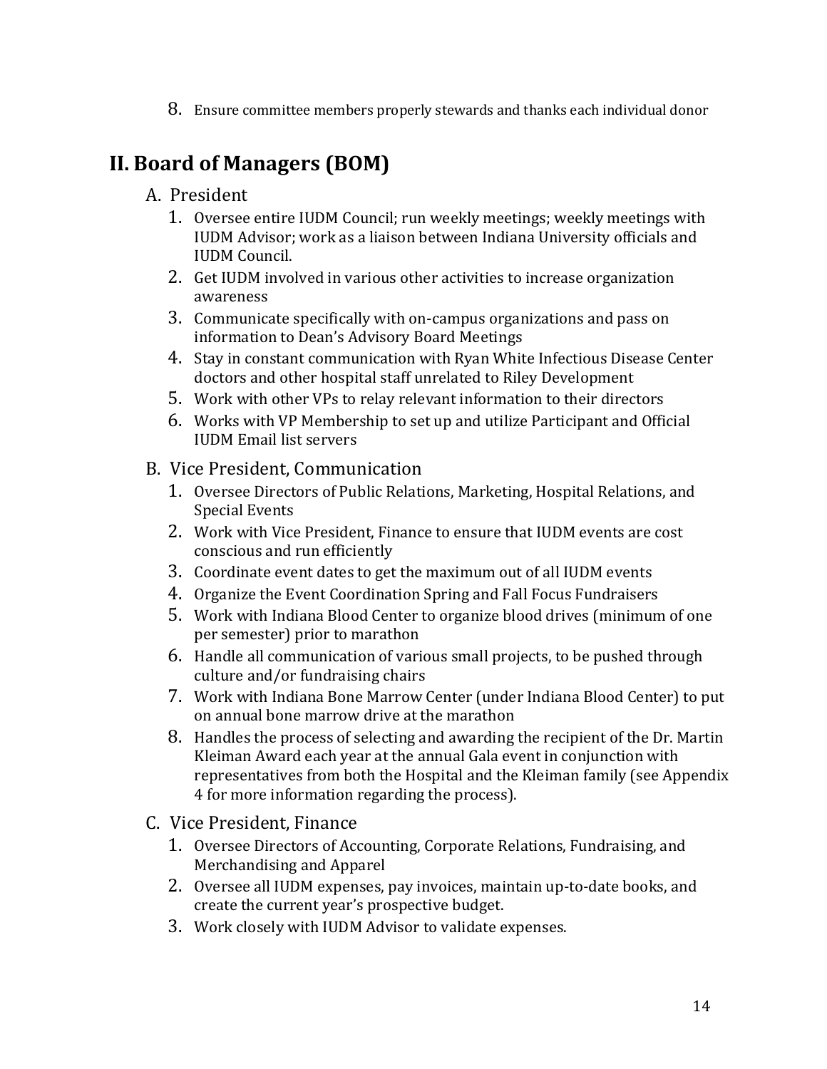8. Ensure committee members properly stewards and thanks each individual donor

## II. Board of Managers (BOM)

A. President

1. Oversee entire IUDM Council; run weekly meetings; weekly meetings with IUDM Advisor; work as a liaison between Indiana University officials and IUDM Council.
2. Get IUDM involved in various other activities to increase organization awareness
3. Communicate specifically with on-campus organizations and pass on information to Dean's Advisory Board Meetings
4. Stay in constant communication with Ryan White Infectious Disease Center doctors and other hospital staff unrelated to Riley Development
5. Work with other VPs to relay relevant information to their directors
6. Works with VP Membership to set up and utilize Participant and Official IUDM Email list servers

B. Vice President, Communication

1. Oversee Directors of Public Relations, Marketing, Hospital Relations, and Special Events
2. Work with Vice President, Finance to ensure that IUDM events are cost conscious and run efficiently
3. Coordinate event dates to get the maximum out of all IUDM events
4. Organize the Event Coordination Spring and Fall Focus Fundraisers
5. Work with Indiana Blood Center to organize blood drives (minimum of one per semester) prior to marathon
6. Handle all communication of various small projects, to be pushed through culture and/or fundraising chairs
7. Work with Indiana Bone Marrow Center (under Indiana Blood Center) to put on annual bone marrow drive at the marathon
8. Handles the process of selecting and awarding the recipient of the Dr. Martin Kleiman Award each year at the annual Gala event in conjunction with representatives from both the Hospital and the Kleiman family (see Appendix 4 for more information regarding the process).

C. Vice President, Finance

1. Oversee Directors of Accounting, Corporate Relations, Fundraising, and Merchandising and Apparel
2. Oversee all IUDM expenses, pay invoices, maintain up-to-date books, and create the current year's prospective budget.
3. Work closely with IUDM Advisor to validate expenses.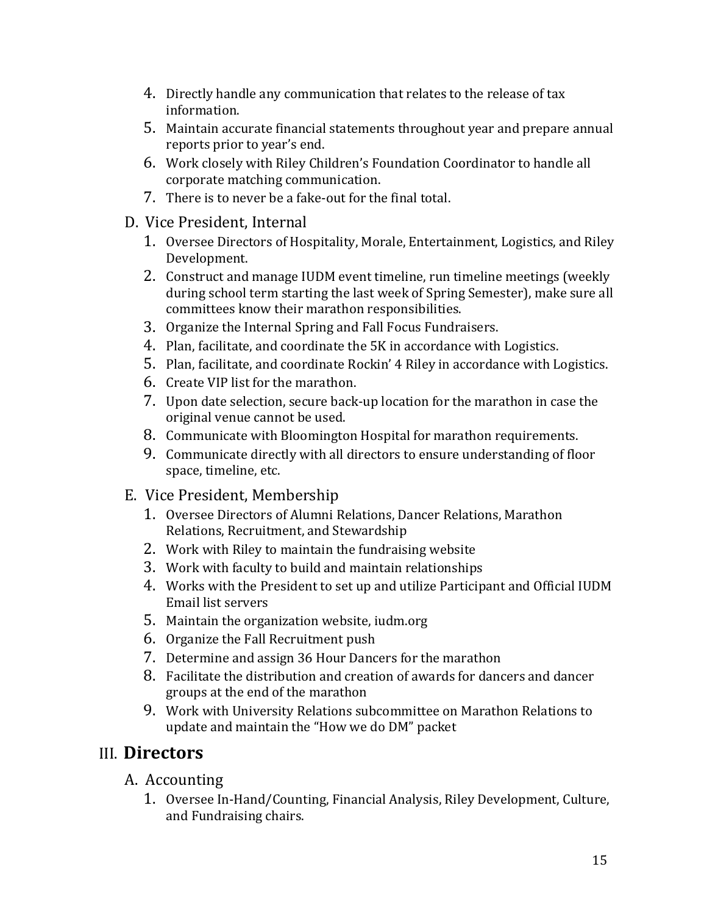4. Directly handle any communication that relates to the release of tax information.
5. Maintain accurate financial statements throughout year and prepare annual reports prior to year's end.
6. Work closely with Riley Children's Foundation Coordinator to handle all corporate matching communication.
7. There is to never be a fake-out for the final total.

D. Vice President, Internal

1. Oversee Directors of Hospitality, Morale, Entertainment, Logistics, and Riley Development.
2. Construct and manage IUDM event timeline, run timeline meetings (weekly during school term starting the last week of Spring Semester), make sure all committees know their marathon responsibilities.
3. Organize the Internal Spring and Fall Focus Fundraisers.
4. Plan, facilitate, and coordinate the 5K in accordance with Logistics.
5. Plan, facilitate, and coordinate Rockin' 4 Riley in accordance with Logistics.
6. Create VIP list for the marathon.
7. Upon date selection, secure back-up location for the marathon in case the original venue cannot be used.
8. Communicate with Bloomington Hospital for marathon requirements.
9. Communicate directly with all directors to ensure understanding of floor space, timeline, etc.

E. Vice President, Membership

1. Oversee Directors of Alumni Relations, Dancer Relations, Marathon Relations, Recruitment, and Stewardship
2. Work with Riley to maintain the fundraising website
3. Work with faculty to build and maintain relationships
4. Works with the President to set up and utilize Participant and Official IUDM Email list servers
5. Maintain the organization website, iudm.org
6. Organize the Fall Recruitment push
7. Determine and assign 36 Hour Dancers for the marathon
8. Facilitate the distribution and creation of awards for dancers and dancer groups at the end of the marathon
9. Work with University Relations subcommittee on Marathon Relations to update and maintain the "How we do DM" packet

## III. **Directors**

A. Accounting

1. Oversee In-Hand/Counting, Financial Analysis, Riley Development, Culture, and Fundraising chairs.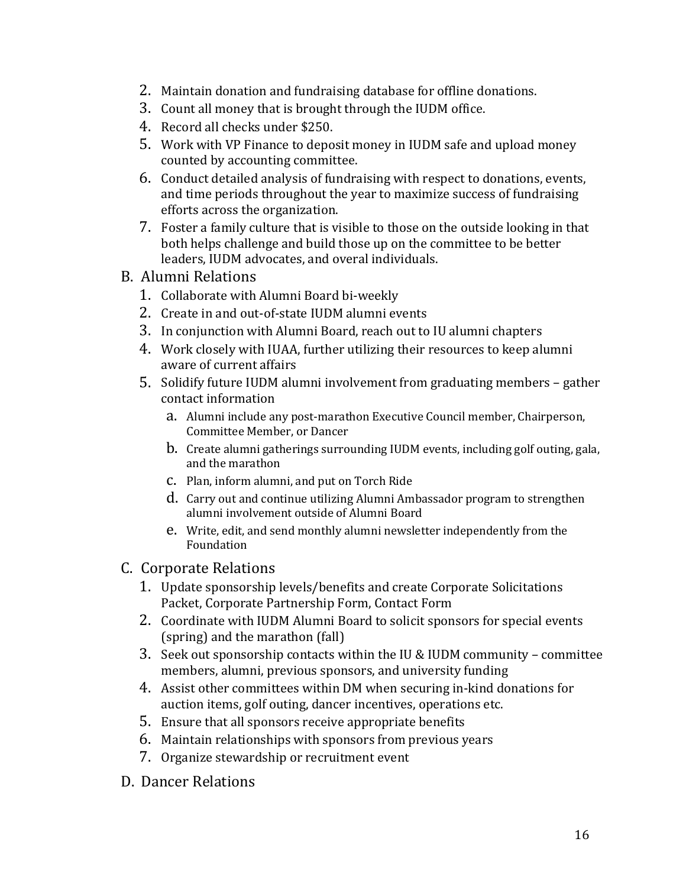2. Maintain donation and fundraising database for offline donations.
3. Count all money that is brought through the IUDM office.
4. Record all checks under $250.
5. Work with VP Finance to deposit money in IUDM safe and upload money counted by accounting committee.
6. Conduct detailed analysis of fundraising with respect to donations, events, and time periods throughout the year to maximize success of fundraising efforts across the organization.
7. Foster a family culture that is visible to those on the outside looking in that both helps challenge and build those up on the committee to be better leaders, IUDM advocates, and overal individuals.

B. Alumni Relations

1. Collaborate with Alumni Board bi-weekly
2. Create in and out-of-state IUDM alumni events
3. In conjunction with Alumni Board, reach out to IU alumni chapters
4. Work closely with IUAA, further utilizing their resources to keep alumni aware of current affairs
5. Solidify future IUDM alumni involvement from graduating members – gather contact information
   a. Alumni include any post-marathon Executive Council member, Chairperson, Committee Member, or Dancer
   b. Create alumni gatherings surrounding IUDM events, including golf outing, gala, and the marathon
   c. Plan, inform alumni, and put on Torch Ride
   d. Carry out and continue utilizing Alumni Ambassador program to strengthen alumni involvement outside of Alumni Board
   e. Write, edit, and send monthly alumni newsletter independently from the Foundation

C. Corporate Relations

1. Update sponsorship levels/benefits and create Corporate Solicitations Packet, Corporate Partnership Form, Contact Form
2. Coordinate with IUDM Alumni Board to solicit sponsors for special events (spring) and the marathon (fall)
3. Seek out sponsorship contacts within the IU & IUDM community – committee members, alumni, previous sponsors, and university funding
4. Assist other committees within DM when securing in-kind donations for auction items, golf outing, dancer incentives, operations etc.
5. Ensure that all sponsors receive appropriate benefits
6. Maintain relationships with sponsors from previous years
7. Organize stewardship or recruitment event

D. Dancer Relations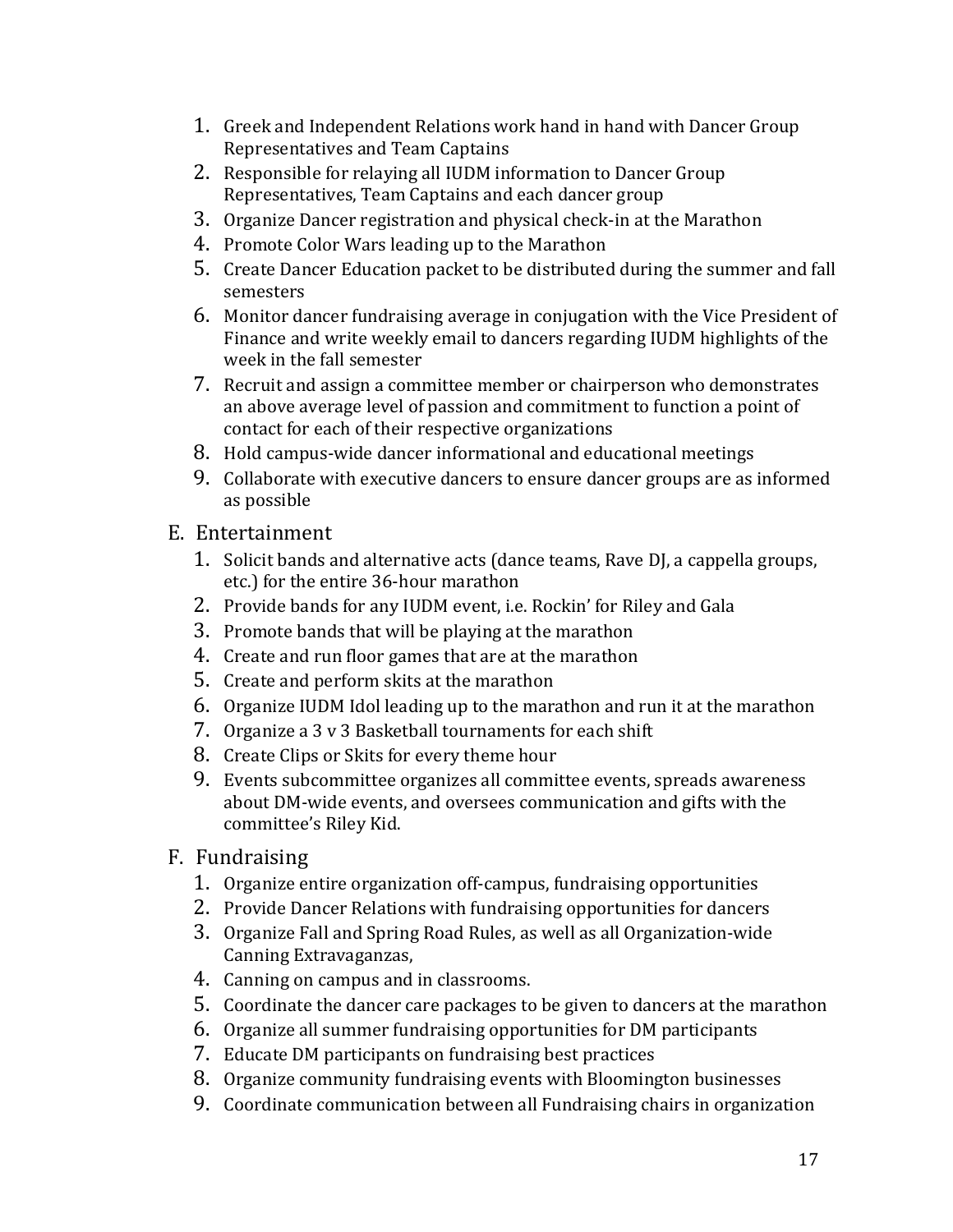1. Greek and Independent Relations work hand in hand with Dancer Group Representatives and Team Captains
2. Responsible for relaying all IUDM information to Dancer Group Representatives, Team Captains and each dancer group
3. Organize Dancer registration and physical check-in at the Marathon
4. Promote Color Wars leading up to the Marathon
5. Create Dancer Education packet to be distributed during the summer and fall semesters
6. Monitor dancer fundraising average in conjugation with the Vice President of Finance and write weekly email to dancers regarding IUDM highlights of the week in the fall semester
7. Recruit and assign a committee member or chairperson who demonstrates an above average level of passion and commitment to function a point of contact for each of their respective organizations
8. Hold campus-wide dancer informational and educational meetings
9. Collaborate with executive dancers to ensure dancer groups are as informed as possible

E. Entertainment

1. Solicit bands and alternative acts (dance teams, Rave DJ, a cappella groups, etc.) for the entire 36-hour marathon
2. Provide bands for any IUDM event, i.e. Rockin' for Riley and Gala
3. Promote bands that will be playing at the marathon
4. Create and run floor games that are at the marathon
5. Create and perform skits at the marathon
6. Organize IUDM Idol leading up to the marathon and run it at the marathon
7. Organize a 3 v 3 Basketball tournaments for each shift
8. Create Clips or Skits for every theme hour
9. Events subcommittee organizes all committee events, spreads awareness about DM-wide events, and oversees communication and gifts with the committee's Riley Kid.

F. Fundraising

1. Organize entire organization off-campus, fundraising opportunities
2. Provide Dancer Relations with fundraising opportunities for dancers
3. Organize Fall and Spring Road Rules, as well as all Organization-wide Canning Extravaganzas,
4. Canning on campus and in classrooms.
5. Coordinate the dancer care packages to be given to dancers at the marathon
6. Organize all summer fundraising opportunities for DM participants
7. Educate DM participants on fundraising best practices
8. Organize community fundraising events with Bloomington businesses
9. Coordinate communication between all Fundraising chairs in organization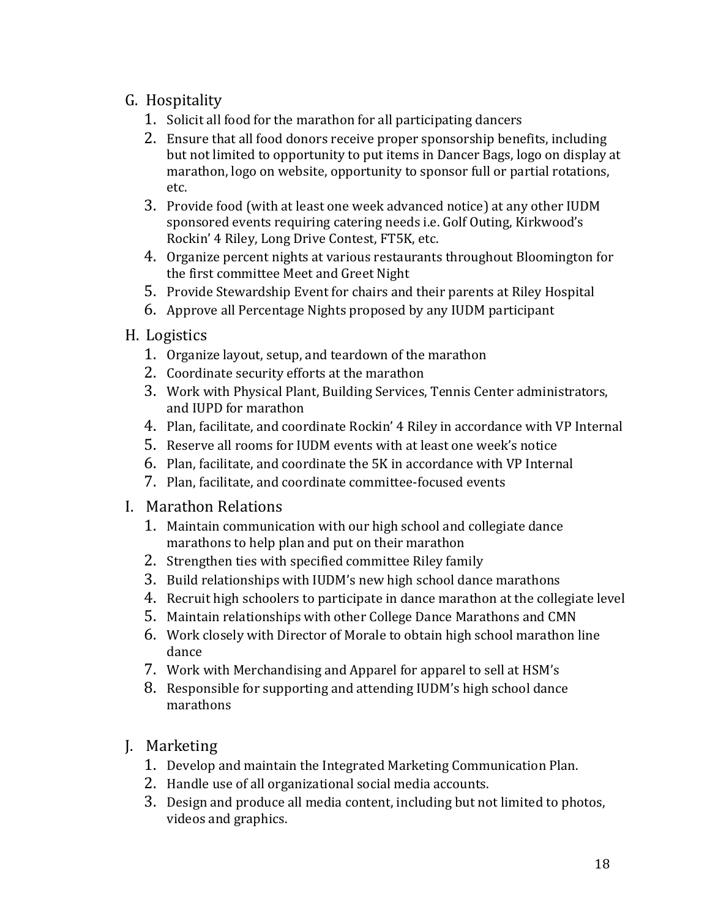G. Hospitality
   1. Solicit all food for the marathon for all participating dancers
   2. Ensure that all food donors receive proper sponsorship benefits, including but not limited to opportunity to put items in Dancer Bags, logo on display at marathon, logo on website, opportunity to sponsor full or partial rotations, etc.
   3. Provide food (with at least one week advanced notice) at any other IUDM sponsored events requiring catering needs i.e. Golf Outing, Kirkwood's Rockin' 4 Riley, Long Drive Contest, FT5K, etc.
   4. Organize percent nights at various restaurants throughout Bloomington for the first committee Meet and Greet Night
   5. Provide Stewardship Event for chairs and their parents at Riley Hospital
   6. Approve all Percentage Nights proposed by any IUDM participant

H. Logistics
   1. Organize layout, setup, and teardown of the marathon
   2. Coordinate security efforts at the marathon
   3. Work with Physical Plant, Building Services, Tennis Center administrators, and IUPD for marathon
   4. Plan, facilitate, and coordinate Rockin' 4 Riley in accordance with VP Internal
   5. Reserve all rooms for IUDM events with at least one week's notice
   6. Plan, facilitate, and coordinate the 5K in accordance with VP Internal
   7. Plan, facilitate, and coordinate committee-focused events

I. Marathon Relations
   1. Maintain communication with our high school and collegiate dance marathons to help plan and put on their marathon
   2. Strengthen ties with specified committee Riley family
   3. Build relationships with IUDM's new high school dance marathons
   4. Recruit high schoolers to participate in dance marathon at the collegiate level
   5. Maintain relationships with other College Dance Marathons and CMN
   6. Work closely with Director of Morale to obtain high school marathon line dance
   7. Work with Merchandising and Apparel for apparel to sell at HSM's
   8. Responsible for supporting and attending IUDM's high school dance marathons

J. Marketing
   1. Develop and maintain the Integrated Marketing Communication Plan.
   2. Handle use of all organizational social media accounts.
   3. Design and produce all media content, including but not limited to photos, videos and graphics.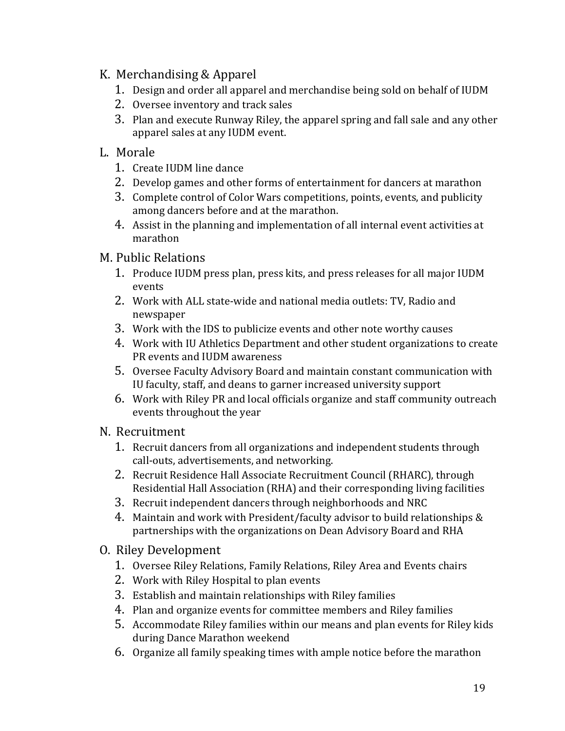K. Merchandising & Apparel
   1. Design and order all apparel and merchandise being sold on behalf of IUDM
   2. Oversee inventory and track sales
   3. Plan and execute Runway Riley, the apparel spring and fall sale and any other apparel sales at any IUDM event.

L. Morale
   1. Create IUDM line dance
   2. Develop games and other forms of entertainment for dancers at marathon
   3. Complete control of Color Wars competitions, points, events, and publicity among dancers before and at the marathon.
   4. Assist in the planning and implementation of all internal event activities at marathon

M. Public Relations
   1. Produce IUDM press plan, press kits, and press releases for all major IUDM events
   2. Work with ALL state-wide and national media outlets: TV, Radio and newspaper
   3. Work with the IDS to publicize events and other note worthy causes
   4. Work with IU Athletics Department and other student organizations to create PR events and IUDM awareness
   5. Oversee Faculty Advisory Board and maintain constant communication with IU faculty, staff, and deans to garner increased university support
   6. Work with Riley PR and local officials organize and staff community outreach events throughout the year

N. Recruitment
   1. Recruit dancers from all organizations and independent students through call-outs, advertisements, and networking.
   2. Recruit Residence Hall Associate Recruitment Council (RHARC), through Residential Hall Association (RHA) and their corresponding living facilities
   3. Recruit independent dancers through neighborhoods and NRC
   4. Maintain and work with President/faculty advisor to build relationships & partnerships with the organizations on Dean Advisory Board and RHA

O. Riley Development
   1. Oversee Riley Relations, Family Relations, Riley Area and Events chairs
   2. Work with Riley Hospital to plan events
   3. Establish and maintain relationships with Riley families
   4. Plan and organize events for committee members and Riley families
   5. Accommodate Riley families within our means and plan events for Riley kids during Dance Marathon weekend
   6. Organize all family speaking times with ample notice before the marathon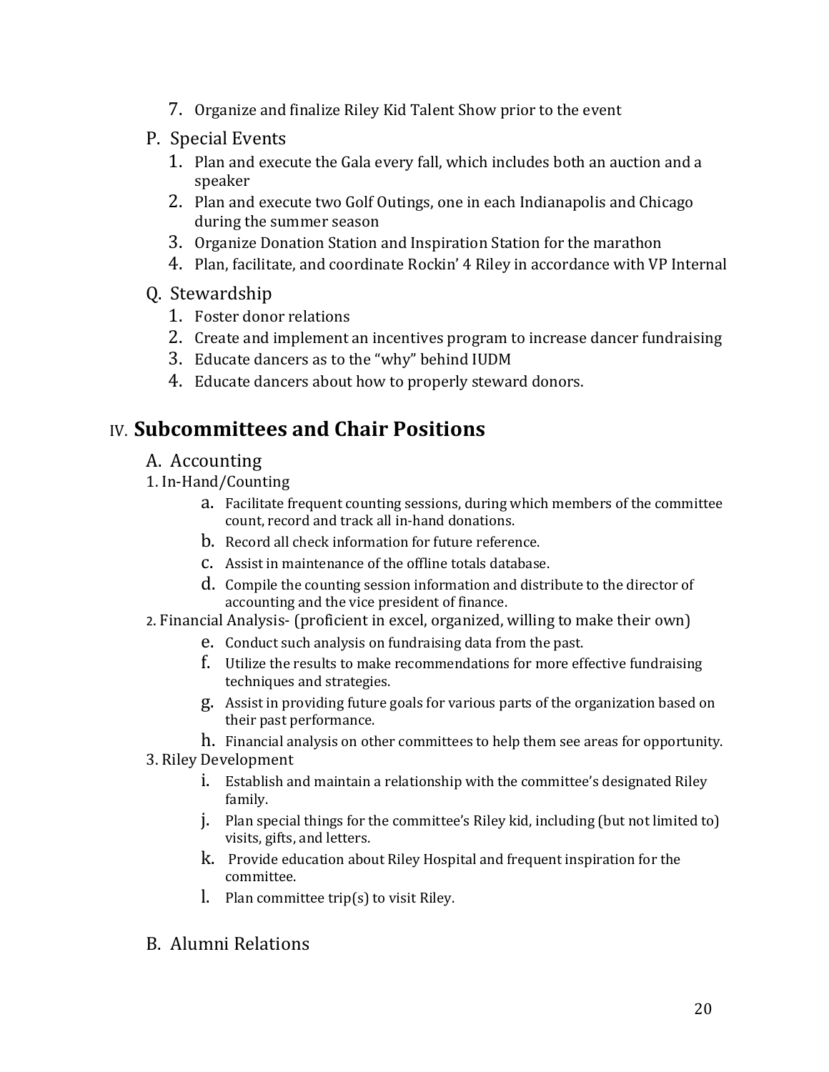7. Organize and finalize Riley Kid Talent Show prior to the event

P. Special Events

1. Plan and execute the Gala every fall, which includes both an auction and a speaker
2. Plan and execute two Golf Outings, one in each Indianapolis and Chicago during the summer season
3. Organize Donation Station and Inspiration Station for the marathon
4. Plan, facilitate, and coordinate Rockin' 4 Riley in accordance with VP Internal

Q. Stewardship

1. Foster donor relations
2. Create and implement an incentives program to increase dancer fundraising
3. Educate dancers as to the "why" behind IUDM
4. Educate dancers about how to properly steward donors.

## IV. **Subcommittees and Chair Positions**

A. Accounting

1. In-Hand/Counting

   a. Facilitate frequent counting sessions, during which members of the committee count, record and track all in-hand donations.
   b. Record all check information for future reference.
   c. Assist in maintenance of the offline totals database.
   d. Compile the counting session information and distribute to the director of accounting and the vice president of finance.

2. Financial Analysis- (proficient in excel, organized, willing to make their own)

   e. Conduct such analysis on fundraising data from the past.
   f. Utilize the results to make recommendations for more effective fundraising techniques and strategies.
   g. Assist in providing future goals for various parts of the organization based on their past performance.
   h. Financial analysis on other committees to help them see areas for opportunity.

3. Riley Development

   i. Establish and maintain a relationship with the committee's designated Riley family.
   j. Plan special things for the committee's Riley kid, including (but not limited to) visits, gifts, and letters.
   k. Provide education about Riley Hospital and frequent inspiration for the committee.
   l. Plan committee trip(s) to visit Riley.

B. Alumni Relations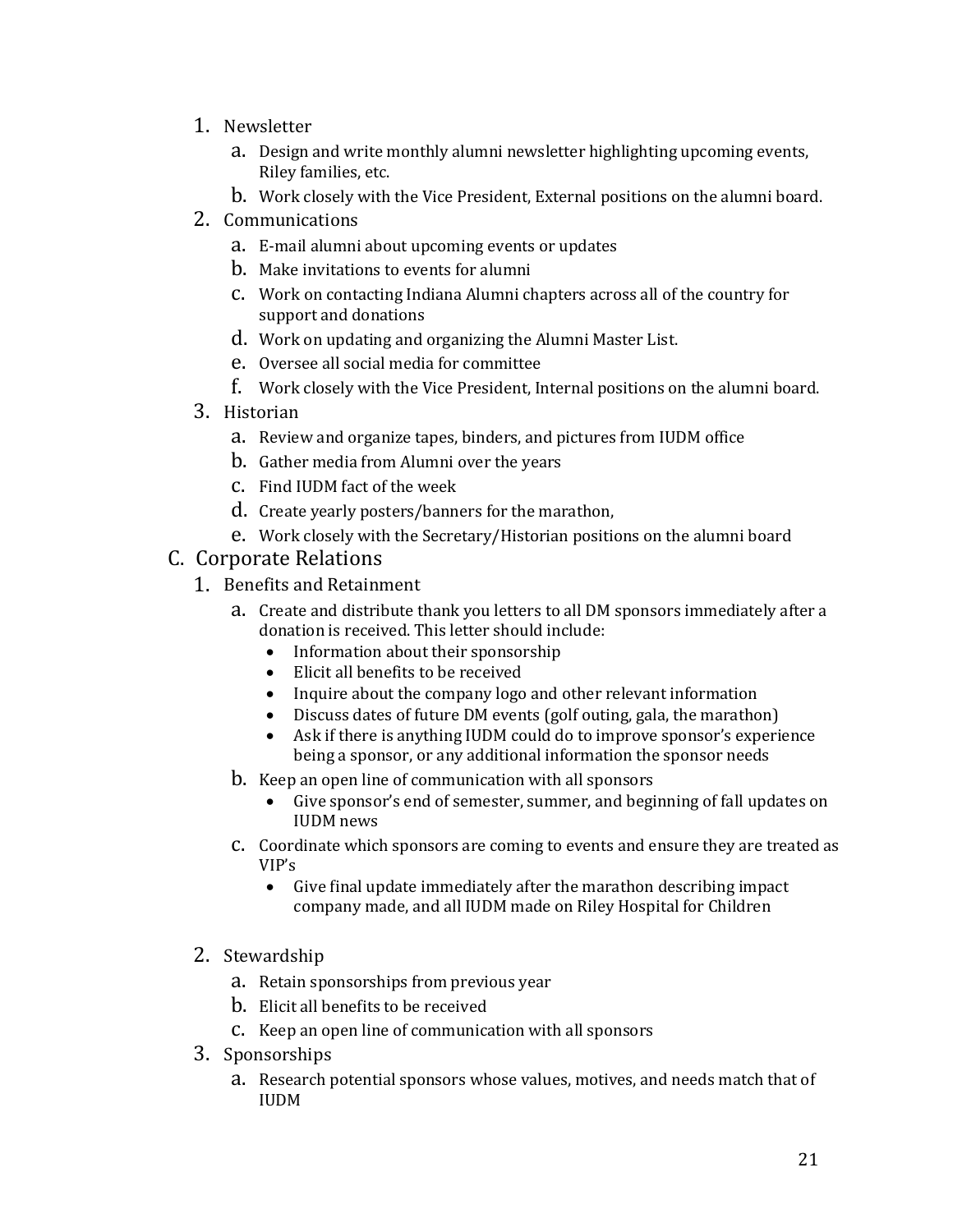1. Newsletter
    a. Design and write monthly alumni newsletter highlighting upcoming events, Riley families, etc.
    b. Work closely with the Vice President, External positions on the alumni board.
2. Communications
    a. E-mail alumni about upcoming events or updates
    b. Make invitations to events for alumni
    c. Work on contacting Indiana Alumni chapters across all of the country for support and donations
    d. Work on updating and organizing the Alumni Master List.
    e. Oversee all social media for committee
    f. Work closely with the Vice President, Internal positions on the alumni board.
3. Historian
    a. Review and organize tapes, binders, and pictures from IUDM office
    b. Gather media from Alumni over the years
    c. Find IUDM fact of the week
    d. Create yearly posters/banners for the marathon,
    e. Work closely with the Secretary/Historian positions on the alumni board

C. Corporate Relations

1. Benefits and Retainment
    a. Create and distribute thank you letters to all DM sponsors immediately after a donation is received. This letter should include:
        - Information about their sponsorship
        - Elicit all benefits to be received
        - Inquire about the company logo and other relevant information
        - Discuss dates of future DM events (golf outing, gala, the marathon)
        - Ask if there is anything IUDM could do to improve sponsor's experience being a sponsor, or any additional information the sponsor needs
    b. Keep an open line of communication with all sponsors
        - Give sponsor's end of semester, summer, and beginning of fall updates on IUDM news
    c. Coordinate which sponsors are coming to events and ensure they are treated as VIP's
        - Give final update immediately after the marathon describing impact company made, and all IUDM made on Riley Hospital for Children

2. Stewardship
    a. Retain sponsorships from previous year
    b. Elicit all benefits to be received
    c. Keep an open line of communication with all sponsors
3. Sponsorships
    a. Research potential sponsors whose values, motives, and needs match that of IUDM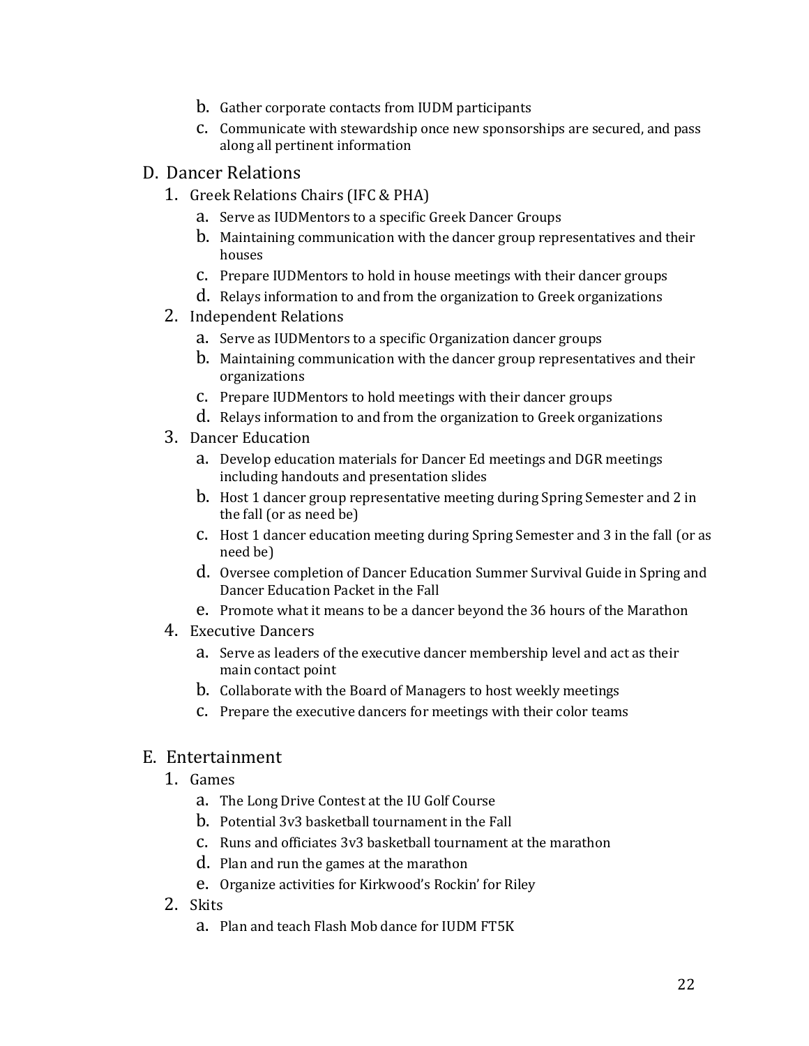b. Gather corporate contacts from IUDM participants
c. Communicate with stewardship once new sponsorships are secured, and pass along all pertinent information

## D. Dancer Relations

1. Greek Relations Chairs (IFC & PHA)
   a. Serve as IUDMentors to a specific Greek Dancer Groups
   b. Maintaining communication with the dancer group representatives and their houses
   c. Prepare IUDMentors to hold in house meetings with their dancer groups
   d. Relays information to and from the organization to Greek organizations
2. Independent Relations
   a. Serve as IUDMentors to a specific Organization dancer groups
   b. Maintaining communication with the dancer group representatives and their organizations
   c. Prepare IUDMentors to hold meetings with their dancer groups
   d. Relays information to and from the organization to Greek organizations
3. Dancer Education
   a. Develop education materials for Dancer Ed meetings and DGR meetings including handouts and presentation slides
   b. Host 1 dancer group representative meeting during Spring Semester and 2 in the fall (or as need be)
   c. Host 1 dancer education meeting during Spring Semester and 3 in the fall (or as need be)
   d. Oversee completion of Dancer Education Summer Survival Guide in Spring and Dancer Education Packet in the Fall
   e. Promote what it means to be a dancer beyond the 36 hours of the Marathon
4. Executive Dancers
   a. Serve as leaders of the executive dancer membership level and act as their main contact point
   b. Collaborate with the Board of Managers to host weekly meetings
   c. Prepare the executive dancers for meetings with their color teams

## E. Entertainment

1. Games
   a. The Long Drive Contest at the IU Golf Course
   b. Potential 3v3 basketball tournament in the Fall
   c. Runs and officiates 3v3 basketball tournament at the marathon
   d. Plan and run the games at the marathon
   e. Organize activities for Kirkwood's Rockin' for Riley
2. Skits
   a. Plan and teach Flash Mob dance for IUDM FT5K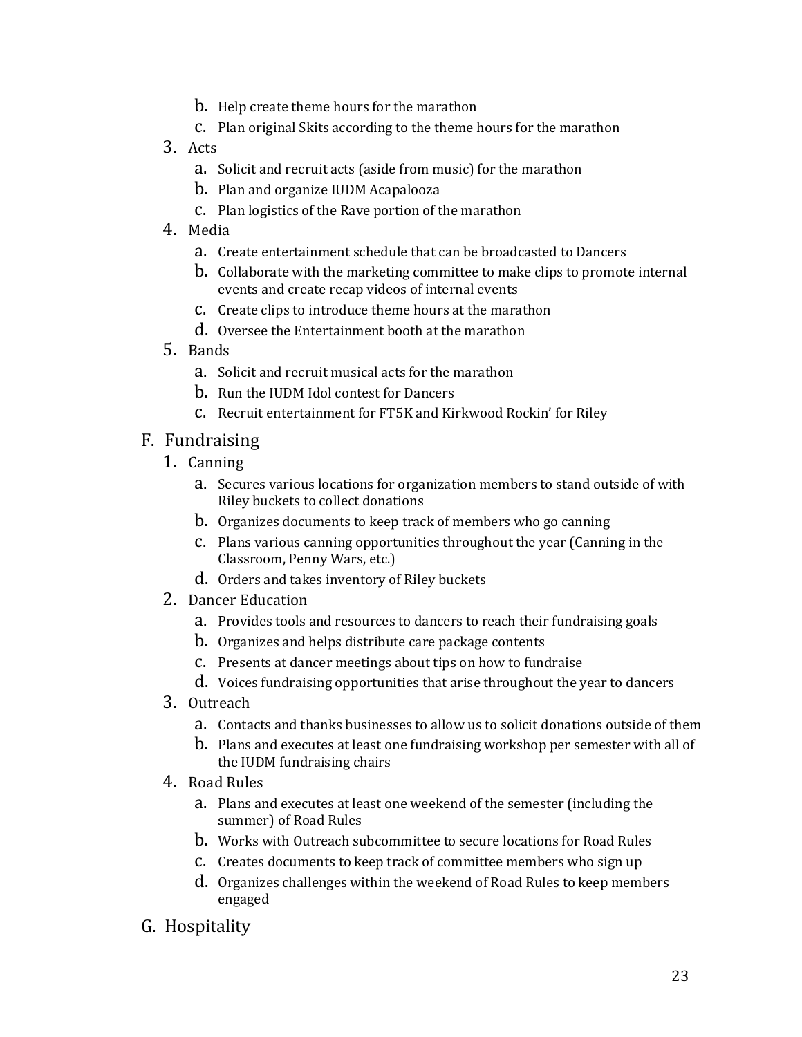b. Help create theme hours for the marathon
   c. Plan original Skits according to the theme hours for the marathon
3. Acts
   a. Solicit and recruit acts (aside from music) for the marathon
   b. Plan and organize IUDM Acapalooza
   c. Plan logistics of the Rave portion of the marathon
4. Media
   a. Create entertainment schedule that can be broadcasted to Dancers
   b. Collaborate with the marketing committee to make clips to promote internal events and create recap videos of internal events
   c. Create clips to introduce theme hours at the marathon
   d. Oversee the Entertainment booth at the marathon
5. Bands
   a. Solicit and recruit musical acts for the marathon
   b. Run the IUDM Idol contest for Dancers
   c. Recruit entertainment for FT5K and Kirkwood Rockin' for Riley

F. Fundraising
1. Canning
   a. Secures various locations for organization members to stand outside of with Riley buckets to collect donations
   b. Organizes documents to keep track of members who go canning
   c. Plans various canning opportunities throughout the year (Canning in the Classroom, Penny Wars, etc.)
   d. Orders and takes inventory of Riley buckets
2. Dancer Education
   a. Provides tools and resources to dancers to reach their fundraising goals
   b. Organizes and helps distribute care package contents
   c. Presents at dancer meetings about tips on how to fundraise
   d. Voices fundraising opportunities that arise throughout the year to dancers
3. Outreach
   a. Contacts and thanks businesses to allow us to solicit donations outside of them
   b. Plans and executes at least one fundraising workshop per semester with all of the IUDM fundraising chairs
4. Road Rules
   a. Plans and executes at least one weekend of the semester (including the summer) of Road Rules
   b. Works with Outreach subcommittee to secure locations for Road Rules
   c. Creates documents to keep track of committee members who sign up
   d. Organizes challenges within the weekend of Road Rules to keep members engaged

G. Hospitality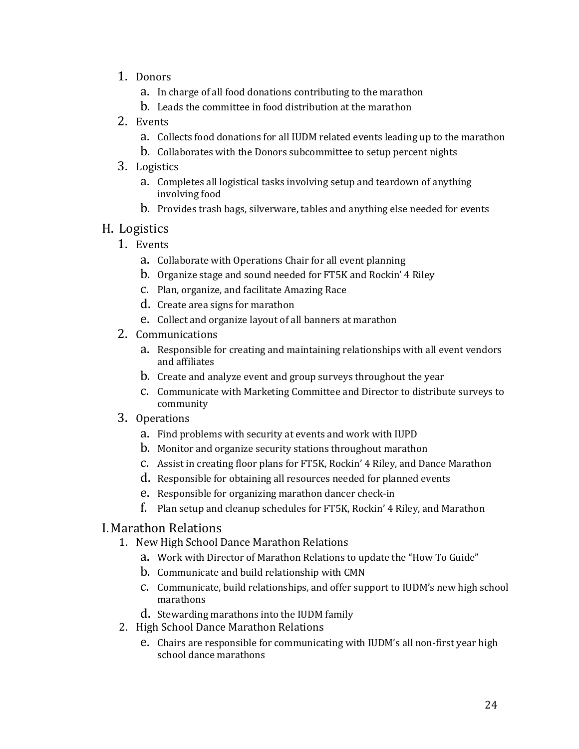1. Donors
   a. In charge of all food donations contributing to the marathon
   b. Leads the committee in food distribution at the marathon
2. Events
   a. Collects food donations for all IUDM related events leading up to the marathon
   b. Collaborates with the Donors subcommittee to setup percent nights
3. Logistics
   a. Completes all logistical tasks involving setup and teardown of anything involving food
   b. Provides trash bags, silverware, tables and anything else needed for events

H. Logistics

1. Events
   a. Collaborate with Operations Chair for all event planning
   b. Organize stage and sound needed for FT5K and Rockin' 4 Riley
   c. Plan, organize, and facilitate Amazing Race
   d. Create area signs for marathon
   e. Collect and organize layout of all banners at marathon
2. Communications
   a. Responsible for creating and maintaining relationships with all event vendors and affiliates
   b. Create and analyze event and group surveys throughout the year
   c. Communicate with Marketing Committee and Director to distribute surveys to community
3. Operations
   a. Find problems with security at events and work with IUPD
   b. Monitor and organize security stations throughout marathon
   c. Assist in creating floor plans for FT5K, Rockin' 4 Riley, and Dance Marathon
   d. Responsible for obtaining all resources needed for planned events
   e. Responsible for organizing marathon dancer check-in
   f. Plan setup and cleanup schedules for FT5K, Rockin' 4 Riley, and Marathon

I. Marathon Relations

1. New High School Dance Marathon Relations
   a. Work with Director of Marathon Relations to update the "How To Guide"
   b. Communicate and build relationship with CMN
   c. Communicate, build relationships, and offer support to IUDM's new high school marathons
   d. Stewarding marathons into the IUDM family
2. High School Dance Marathon Relations
   e. Chairs are responsible for communicating with IUDM's all non-first year high school dance marathons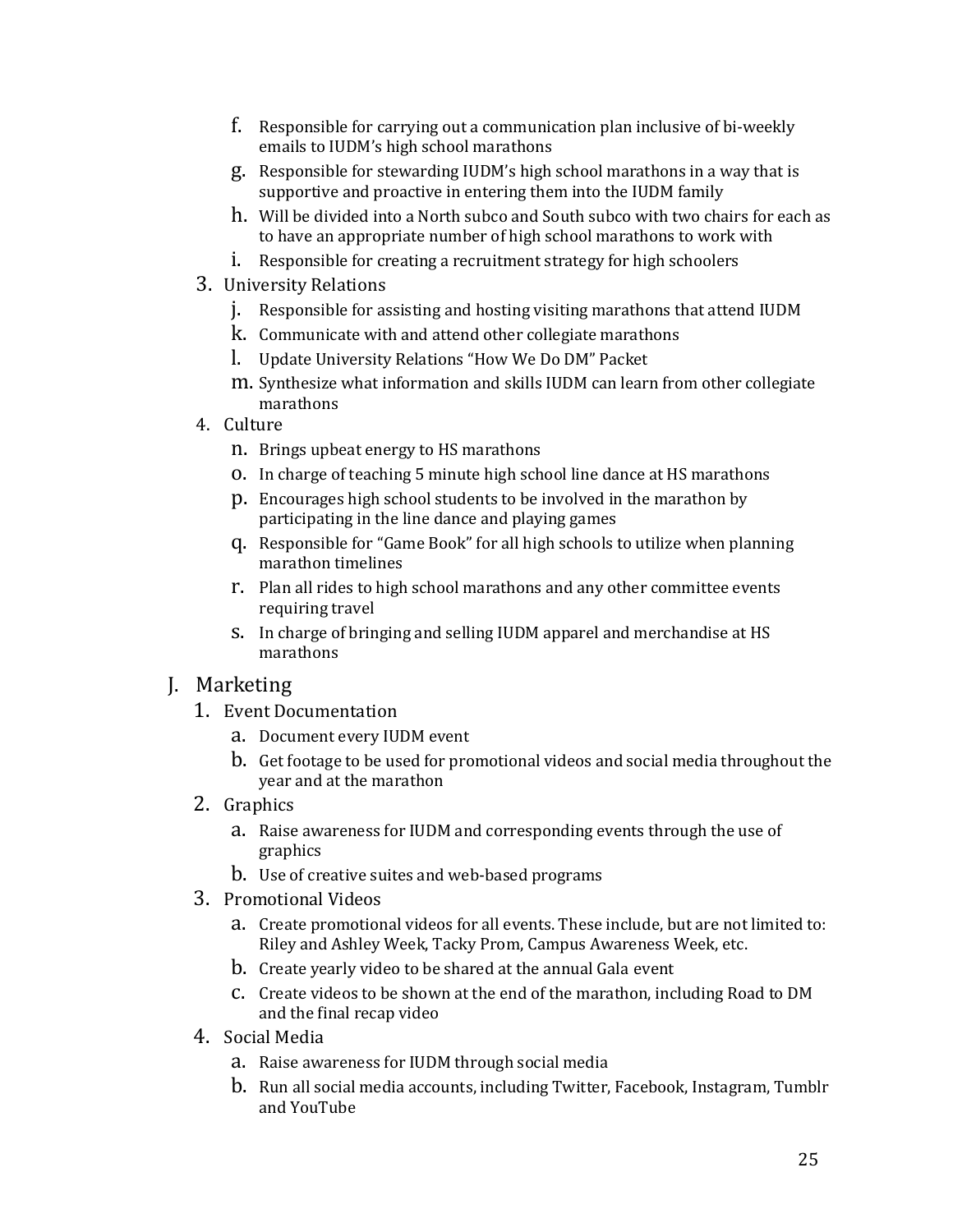f. Responsible for carrying out a communication plan inclusive of bi-weekly emails to IUDM's high school marathons

g. Responsible for stewarding IUDM's high school marathons in a way that is supportive and proactive in entering them into the IUDM family

h. Will be divided into a North subco and South subco with two chairs for each as to have an appropriate number of high school marathons to work with

i. Responsible for creating a recruitment strategy for high schoolers

3. University Relations
    j. Responsible for assisting and hosting visiting marathons that attend IUDM
    k. Communicate with and attend other collegiate marathons
    l. Update University Relations "How We Do DM" Packet
    m. Synthesize what information and skills IUDM can learn from other collegiate marathons
4. Culture
    n. Brings upbeat energy to HS marathons
    o. In charge of teaching 5 minute high school line dance at HS marathons
    p. Encourages high school students to be involved in the marathon by participating in the line dance and playing games
    q. Responsible for "Game Book" for all high schools to utilize when planning marathon timelines
    r. Plan all rides to high school marathons and any other committee events requiring travel
    s. In charge of bringing and selling IUDM apparel and merchandise at HS marathons

J. Marketing

1. Event Documentation
    a. Document every IUDM event
    b. Get footage to be used for promotional videos and social media throughout the year and at the marathon
2. Graphics
    a. Raise awareness for IUDM and corresponding events through the use of graphics
    b. Use of creative suites and web-based programs
3. Promotional Videos
    a. Create promotional videos for all events. These include, but are not limited to: Riley and Ashley Week, Tacky Prom, Campus Awareness Week, etc.
    b. Create yearly video to be shared at the annual Gala event
    c. Create videos to be shown at the end of the marathon, including Road to DM and the final recap video
4. Social Media
    a. Raise awareness for IUDM through social media
    b. Run all social media accounts, including Twitter, Facebook, Instagram, Tumblr and YouTube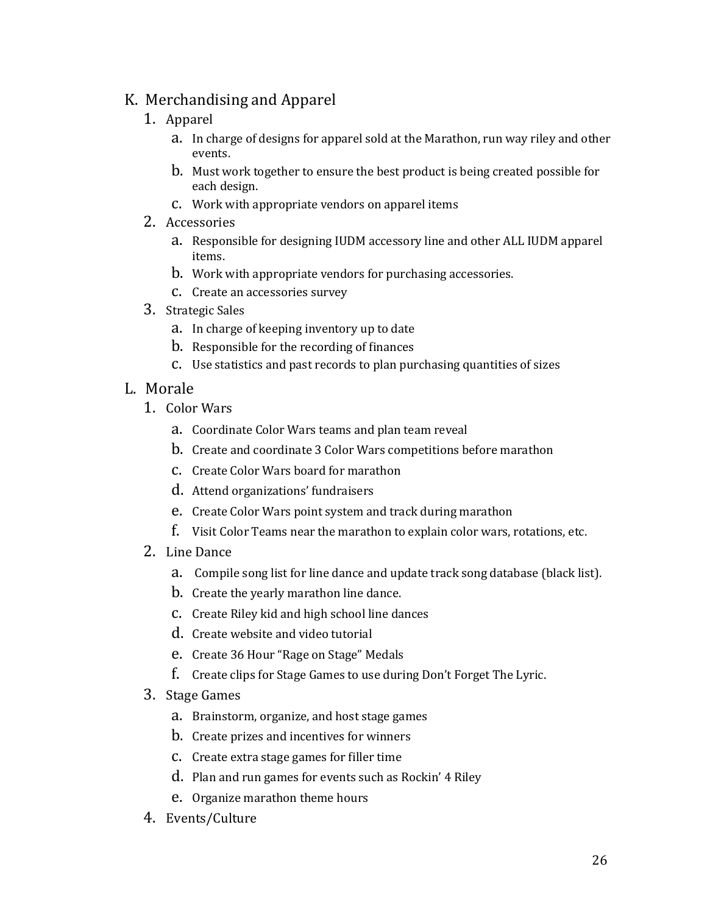K. Merchandising and Apparel

1. Apparel
   a. In charge of designs for apparel sold at the Marathon, run way riley and other events.
   b. Must work together to ensure the best product is being created possible for each design.
   c. Work with appropriate vendors on apparel items
2. Accessories
   a. Responsible for designing IUDM accessory line and other ALL IUDM apparel items.
   b. Work with appropriate vendors for purchasing accessories.
   c. Create an accessories survey
3. Strategic Sales
   a. In charge of keeping inventory up to date
   b. Responsible for the recording of finances
   c. Use statistics and past records to plan purchasing quantities of sizes

L. Morale

1. Color Wars
   a. Coordinate Color Wars teams and plan team reveal
   b. Create and coordinate 3 Color Wars competitions before marathon
   c. Create Color Wars board for marathon
   d. Attend organizations' fundraisers
   e. Create Color Wars point system and track during marathon
   f. Visit Color Teams near the marathon to explain color wars, rotations, etc.
2. Line Dance
   a. Compile song list for line dance and update track song database (black list).
   b. Create the yearly marathon line dance.
   c. Create Riley kid and high school line dances
   d. Create website and video tutorial
   e. Create 36 Hour "Rage on Stage" Medals
   f. Create clips for Stage Games to use during Don't Forget The Lyric.
3. Stage Games
   a. Brainstorm, organize, and host stage games
   b. Create prizes and incentives for winners
   c. Create extra stage games for filler time
   d. Plan and run games for events such as Rockin' 4 Riley
   e. Organize marathon theme hours
4. Events/Culture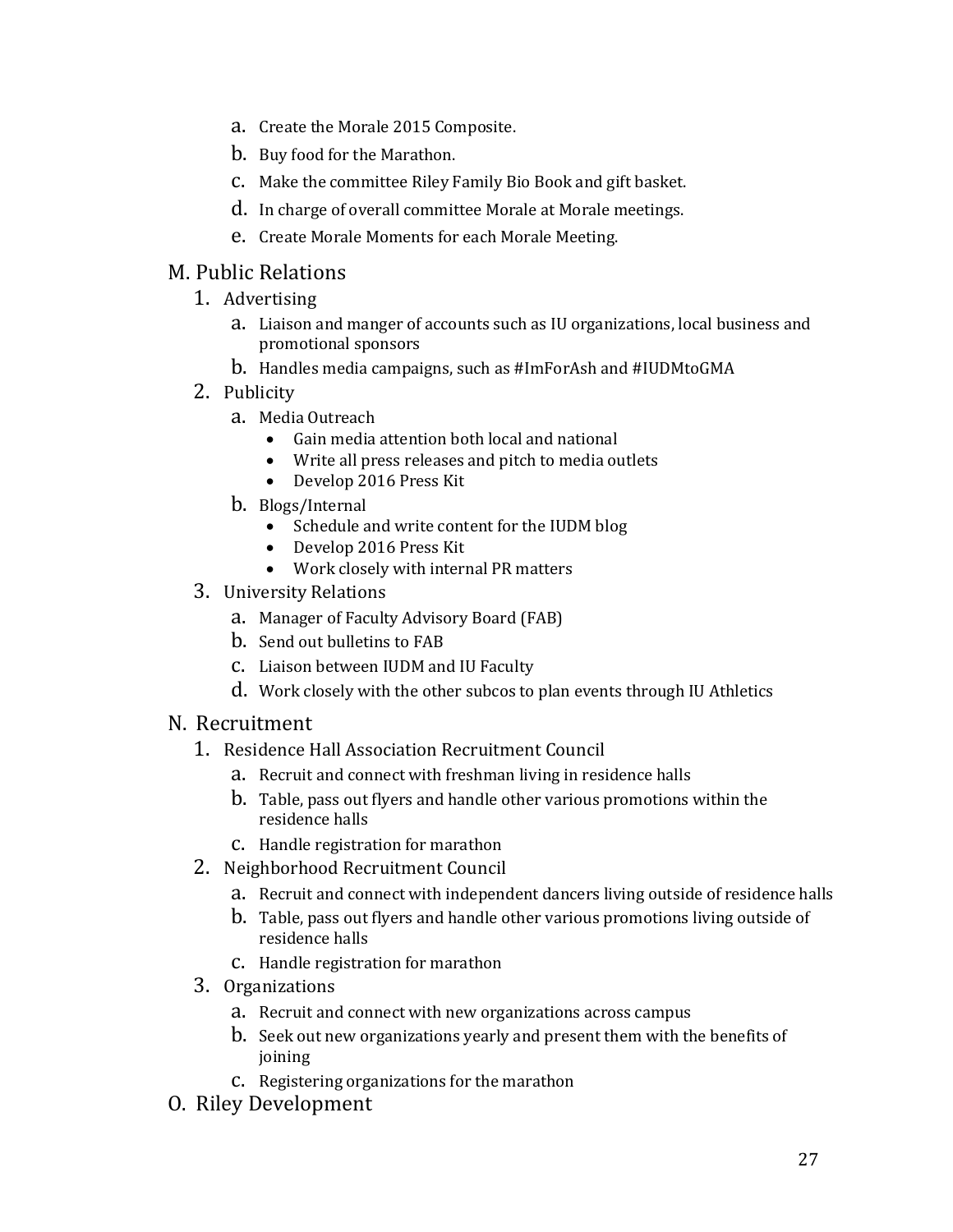a. Create the Morale 2015 Composite.
b. Buy food for the Marathon.
c. Make the committee Riley Family Bio Book and gift basket.
d. In charge of overall committee Morale at Morale meetings.
e. Create Morale Moments for each Morale Meeting.

## M. Public Relations

1. Advertising
    a. Liaison and manger of accounts such as IU organizations, local business and promotional sponsors
    b. Handles media campaigns, such as #ImForAsh and #IUDMtoGMA
2. Publicity
    a. Media Outreach
        - Gain media attention both local and national
        - Write all press releases and pitch to media outlets
        - Develop 2016 Press Kit
    b. Blogs/Internal
        - Schedule and write content for the IUDM blog
        - Develop 2016 Press Kit
        - Work closely with internal PR matters
3. University Relations
    a. Manager of Faculty Advisory Board (FAB)
    b. Send out bulletins to FAB
    c. Liaison between IUDM and IU Faculty
    d. Work closely with the other subcos to plan events through IU Athletics

## N. Recruitment

1. Residence Hall Association Recruitment Council
    a. Recruit and connect with freshman living in residence halls
    b. Table, pass out flyers and handle other various promotions within the residence halls
    c. Handle registration for marathon
2. Neighborhood Recruitment Council
    a. Recruit and connect with independent dancers living outside of residence halls
    b. Table, pass out flyers and handle other various promotions living outside of residence halls
    c. Handle registration for marathon
3. Organizations
    a. Recruit and connect with new organizations across campus
    b. Seek out new organizations yearly and present them with the benefits of joining
    c. Registering organizations for the marathon

## O. Riley Development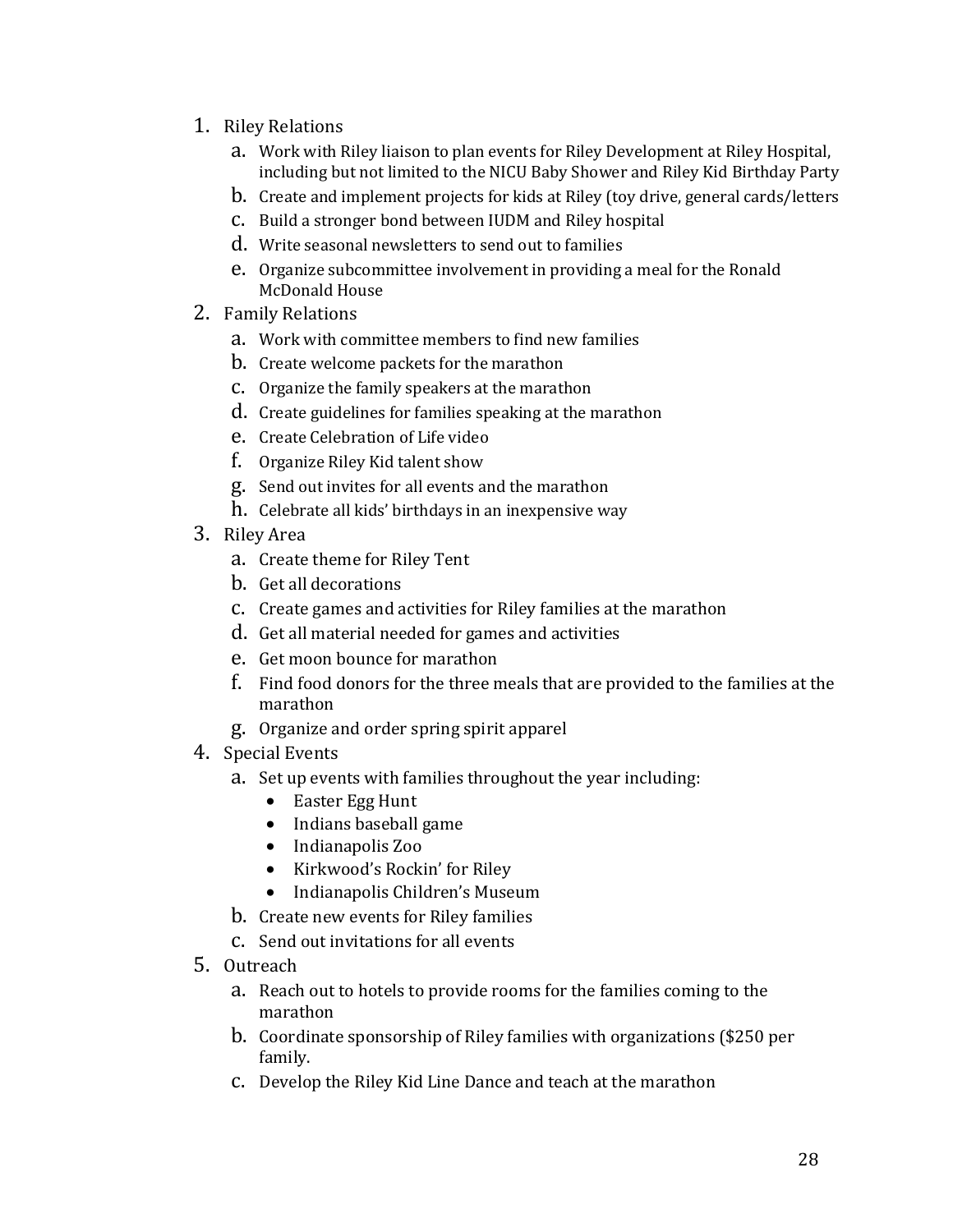1. Riley Relations
    a. Work with Riley liaison to plan events for Riley Development at Riley Hospital, including but not limited to the NICU Baby Shower and Riley Kid Birthday Party
    b. Create and implement projects for kids at Riley (toy drive, general cards/letters
    c. Build a stronger bond between IUDM and Riley hospital
    d. Write seasonal newsletters to send out to families
    e. Organize subcommittee involvement in providing a meal for the Ronald McDonald House
2. Family Relations
    a. Work with committee members to find new families
    b. Create welcome packets for the marathon
    c. Organize the family speakers at the marathon
    d. Create guidelines for families speaking at the marathon
    e. Create Celebration of Life video
    f. Organize Riley Kid talent show
    g. Send out invites for all events and the marathon
    h. Celebrate all kids' birthdays in an inexpensive way
3. Riley Area
    a. Create theme for Riley Tent
    b. Get all decorations
    c. Create games and activities for Riley families at the marathon
    d. Get all material needed for games and activities
    e. Get moon bounce for marathon
    f. Find food donors for the three meals that are provided to the families at the marathon
    g. Organize and order spring spirit apparel
4. Special Events
    a. Set up events with families throughout the year including:
        - Easter Egg Hunt
        - Indians baseball game
        - Indianapolis Zoo
        - Kirkwood's Rockin' for Riley
        - Indianapolis Children's Museum
    b. Create new events for Riley families
    c. Send out invitations for all events
5. Outreach
    a. Reach out to hotels to provide rooms for the families coming to the marathon
    b. Coordinate sponsorship of Riley families with organizations ($250 per family.
    c. Develop the Riley Kid Line Dance and teach at the marathon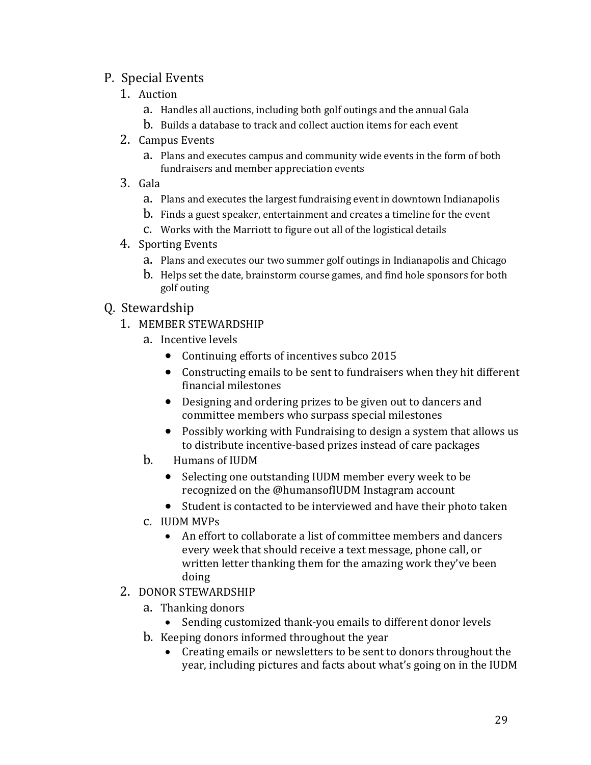P. Special Events

1. Auction
   a. Handles all auctions, including both golf outings and the annual Gala
   b. Builds a database to track and collect auction items for each event
2. Campus Events
   a. Plans and executes campus and community wide events in the form of both fundraisers and member appreciation events
3. Gala
   a. Plans and executes the largest fundraising event in downtown Indianapolis
   b. Finds a guest speaker, entertainment and creates a timeline for the event
   c. Works with the Marriott to figure out all of the logistical details
4. Sporting Events
   a. Plans and executes our two summer golf outings in Indianapolis and Chicago
   b. Helps set the date, brainstorm course games, and find hole sponsors for both golf outing

Q. Stewardship

1. MEMBER STEWARDSHIP
   a. Incentive levels
      - Continuing efforts of incentives subco 2015
      - Constructing emails to be sent to fundraisers when they hit different financial milestones
      - Designing and ordering prizes to be given out to dancers and committee members who surpass special milestones
      - Possibly working with Fundraising to design a system that allows us to distribute incentive-based prizes instead of care packages
   b. Humans of IUDM
      - Selecting one outstanding IUDM member every week to be recognized on the @humansofIUDM Instagram account
      - Student is contacted to be interviewed and have their photo taken
   c. IUDM MVPs
      - An effort to collaborate a list of committee members and dancers every week that should receive a text message, phone call, or written letter thanking them for the amazing work they've been doing
2. DONOR STEWARDSHIP
   a. Thanking donors
      - Sending customized thank-you emails to different donor levels
   b. Keeping donors informed throughout the year
      - Creating emails or newsletters to be sent to donors throughout the year, including pictures and facts about what's going on in the IUDM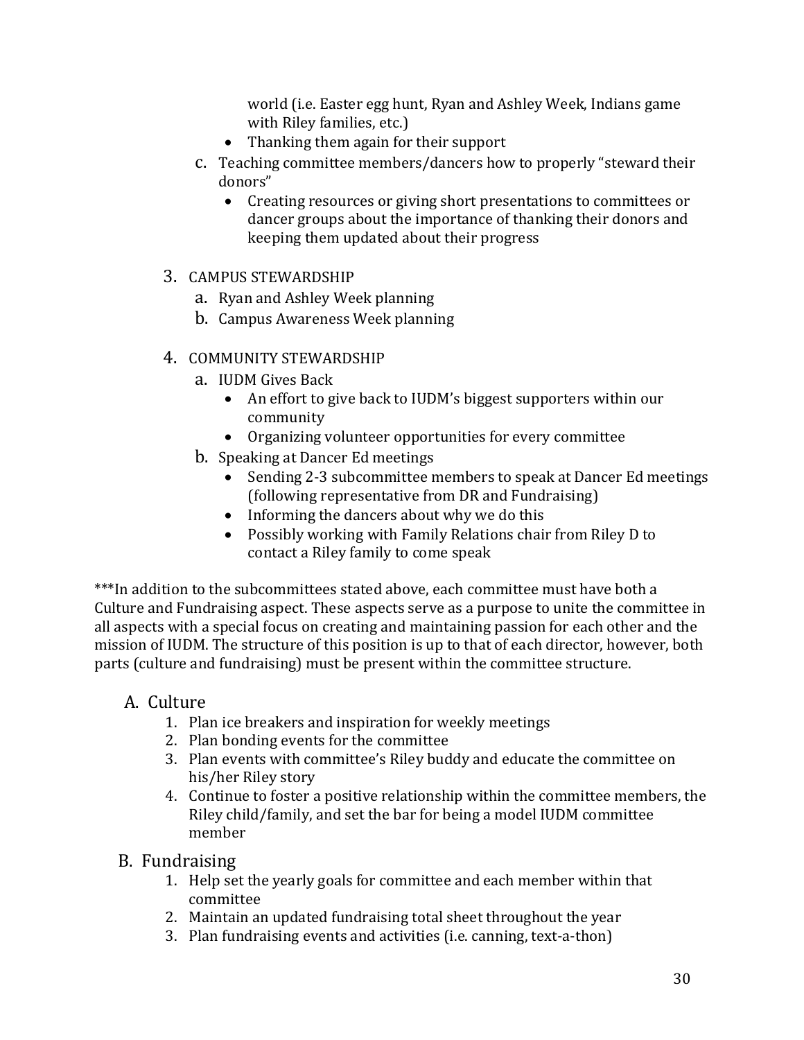world (i.e. Easter egg hunt, Ryan and Ashley Week, Indians game with Riley families, etc.)
    - Thanking them again for their support
  c. Teaching committee members/dancers how to properly "steward their donors"
    - Creating resources or giving short presentations to committees or dancer groups about the importance of thanking their donors and keeping them updated about their progress

3. CAMPUS STEWARDSHIP
   a. Ryan and Ashley Week planning
   b. Campus Awareness Week planning

4. COMMUNITY STEWARDSHIP
   a. IUDM Gives Back
      - An effort to give back to IUDM's biggest supporters within our community
      - Organizing volunteer opportunities for every committee
   b. Speaking at Dancer Ed meetings
      - Sending 2-3 subcommittee members to speak at Dancer Ed meetings (following representative from DR and Fundraising)
      - Informing the dancers about why we do this
      - Possibly working with Family Relations chair from Riley D to contact a Riley family to come speak

***In addition to the subcommittees stated above, each committee must have both a Culture and Fundraising aspect. These aspects serve as a purpose to unite the committee in all aspects with a special focus on creating and maintaining passion for each other and the mission of IUDM. The structure of this position is up to that of each director, however, both parts (culture and fundraising) must be present within the committee structure.

A. Culture
   1. Plan ice breakers and inspiration for weekly meetings
   2. Plan bonding events for the committee
   3. Plan events with committee's Riley buddy and educate the committee on his/her Riley story
   4. Continue to foster a positive relationship within the committee members, the Riley child/family, and set the bar for being a model IUDM committee member

B. Fundraising
   1. Help set the yearly goals for committee and each member within that committee
   2. Maintain an updated fundraising total sheet throughout the year
   3. Plan fundraising events and activities (i.e. canning, text-a-thon)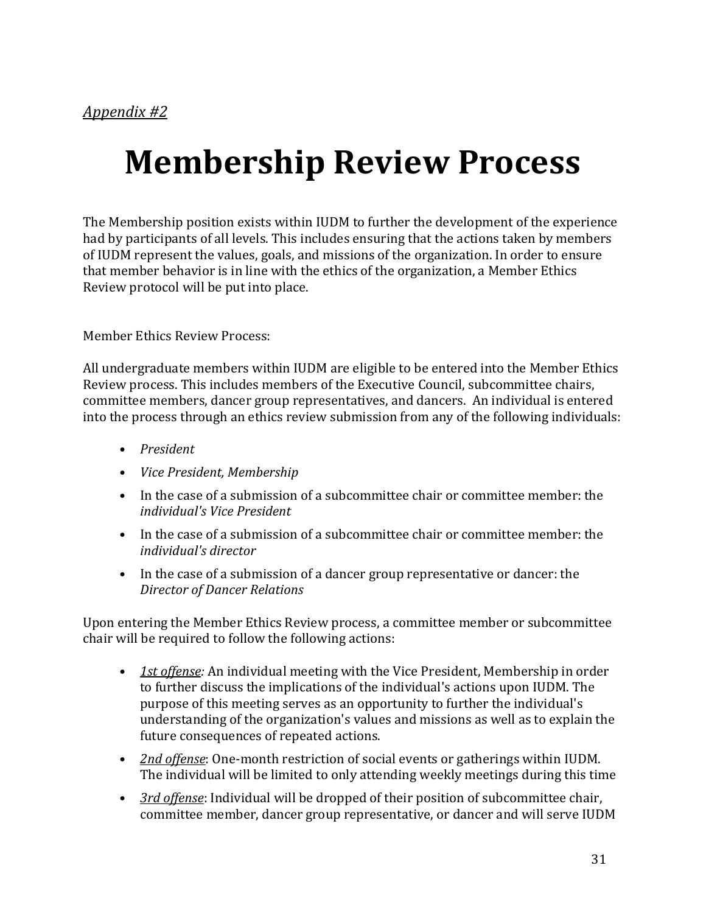*Appendix #2*

# Membership Review Process

The Membership position exists within IUDM to further the development of the experience had by participants of all levels. This includes ensuring that the actions taken by members of IUDM represent the values, goals, and missions of the organization. In order to ensure that member behavior is in line with the ethics of the organization, a Member Ethics Review protocol will be put into place.

Member Ethics Review Process:

All undergraduate members within IUDM are eligible to be entered into the Member Ethics Review process. This includes members of the Executive Council, subcommittee chairs, committee members, dancer group representatives, and dancers. An individual is entered into the process through an ethics review submission from any of the following individuals:

- *President*
- *Vice President, Membership*
- In the case of a submission of a subcommittee chair or committee member: the *individual's Vice President*
- In the case of a submission of a subcommittee chair or committee member: the *individual's director*
- In the case of a submission of a dancer group representative or dancer: the *Director of Dancer Relations*

Upon entering the Member Ethics Review process, a committee member or subcommittee chair will be required to follow the following actions:

- *1st offense:* An individual meeting with the Vice President, Membership in order to further discuss the implications of the individual's actions upon IUDM. The purpose of this meeting serves as an opportunity to further the individual's understanding of the organization's values and missions as well as to explain the future consequences of repeated actions.
- *2nd offense*: One-month restriction of social events or gatherings within IUDM. The individual will be limited to only attending weekly meetings during this time
- *3rd offense*: Individual will be dropped of their position of subcommittee chair, committee member, dancer group representative, or dancer and will serve IUDM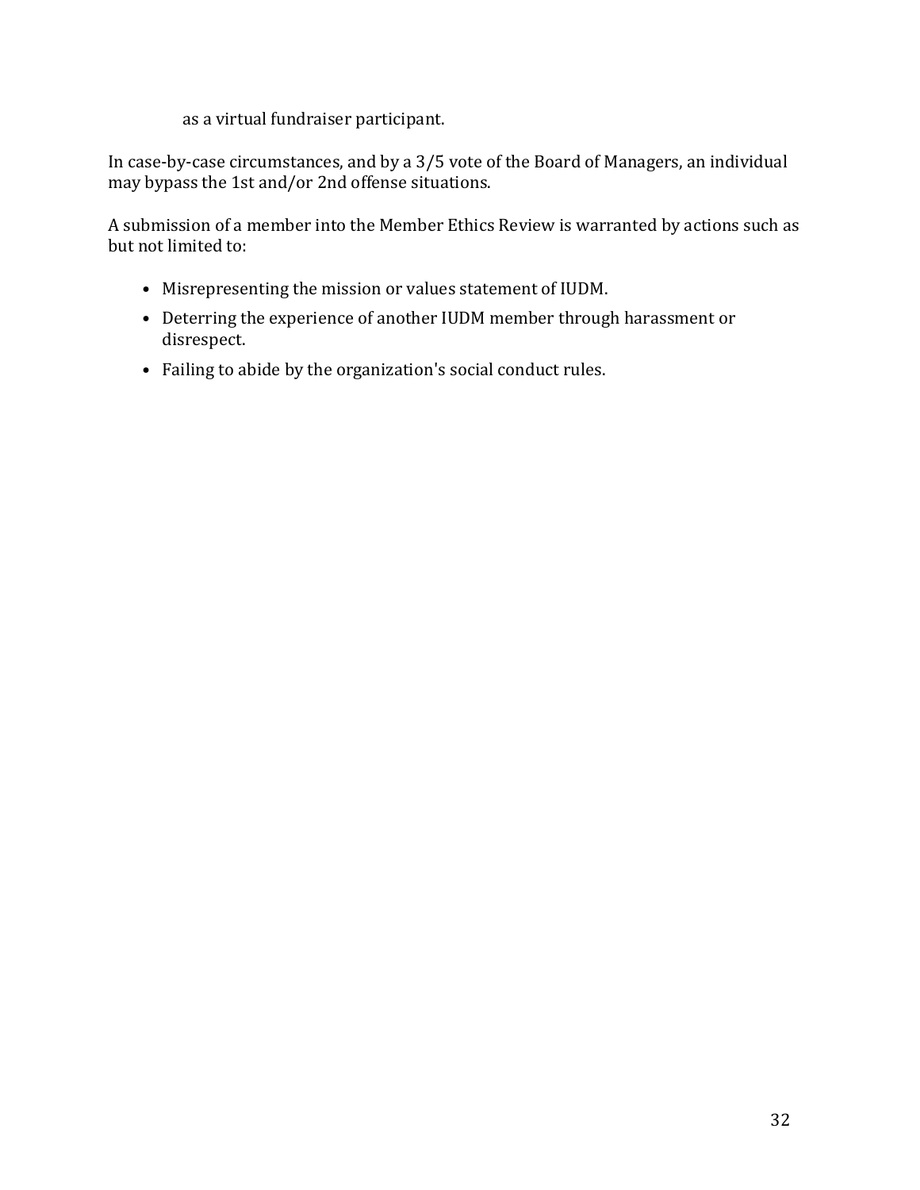as a virtual fundraiser participant.

In case-by-case circumstances, and by a 3/5 vote of the Board of Managers, an individual may bypass the 1st and/or 2nd offense situations.

A submission of a member into the Member Ethics Review is warranted by actions such as but not limited to:

- Misrepresenting the mission or values statement of IUDM.
- Deterring the experience of another IUDM member through harassment or disrespect.
- Failing to abide by the organization's social conduct rules.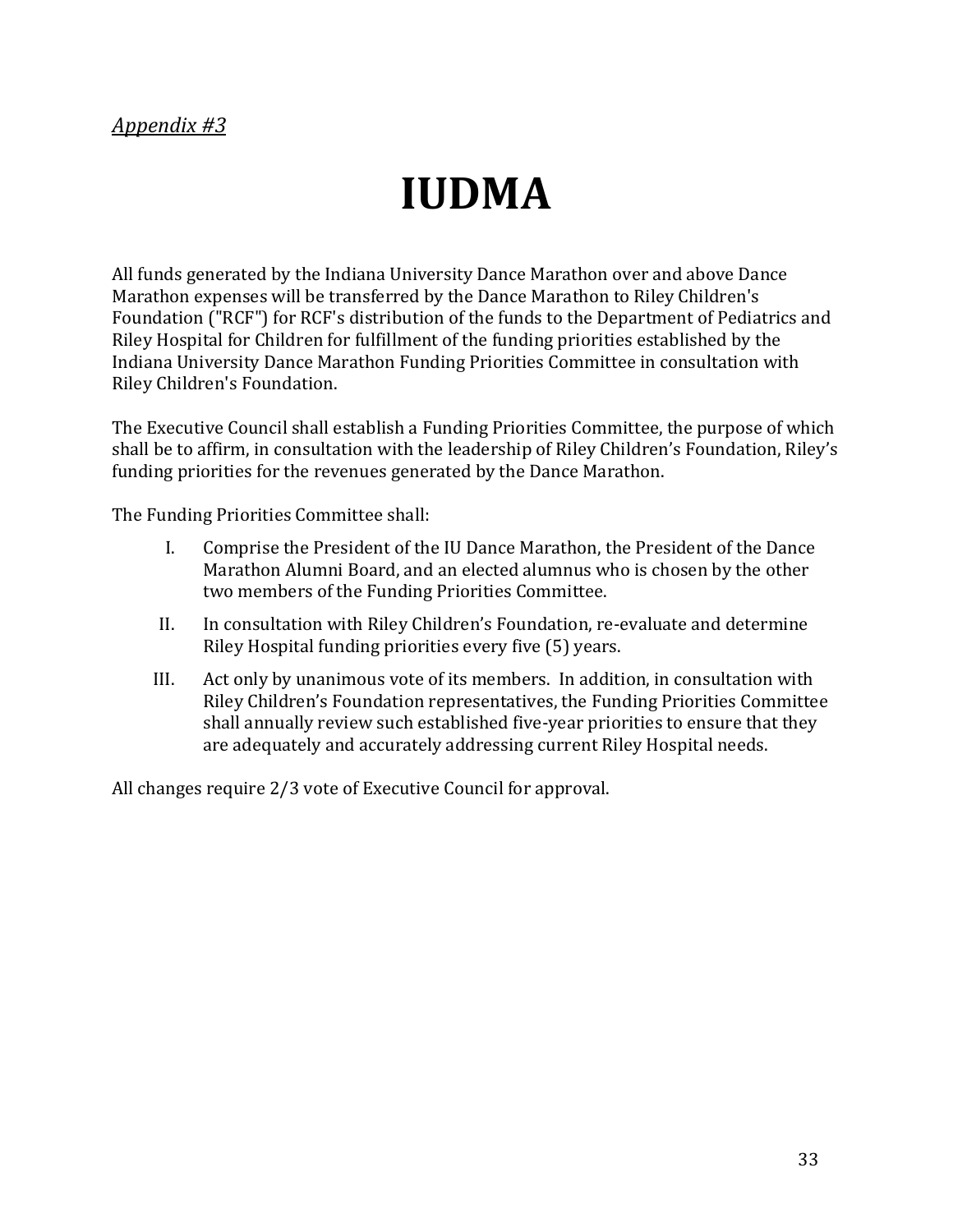*Appendix #3*

# IUDMA

All funds generated by the Indiana University Dance Marathon over and above Dance Marathon expenses will be transferred by the Dance Marathon to Riley Children's Foundation ("RCF") for RCF's distribution of the funds to the Department of Pediatrics and Riley Hospital for Children for fulfillment of the funding priorities established by the Indiana University Dance Marathon Funding Priorities Committee in consultation with Riley Children's Foundation.

The Executive Council shall establish a Funding Priorities Committee, the purpose of which shall be to affirm, in consultation with the leadership of Riley Children's Foundation, Riley's funding priorities for the revenues generated by the Dance Marathon.

The Funding Priorities Committee shall:

I. Comprise the President of the IU Dance Marathon, the President of the Dance Marathon Alumni Board, and an elected alumnus who is chosen by the other two members of the Funding Priorities Committee.

II. In consultation with Riley Children's Foundation, re-evaluate and determine Riley Hospital funding priorities every five (5) years.

III. Act only by unanimous vote of its members. In addition, in consultation with Riley Children's Foundation representatives, the Funding Priorities Committee shall annually review such established five-year priorities to ensure that they are adequately and accurately addressing current Riley Hospital needs.

All changes require 2/3 vote of Executive Council for approval.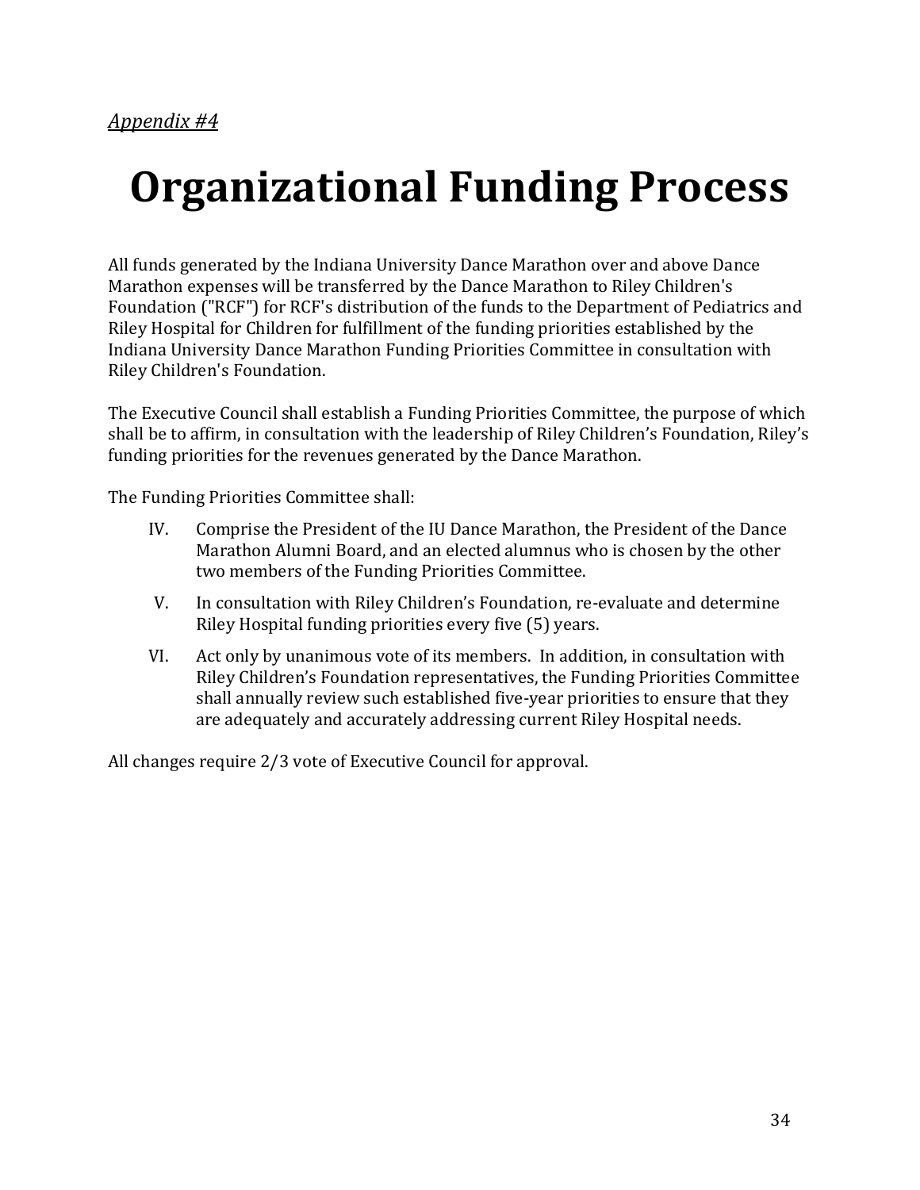*Appendix #4*

# Organizational Funding Process

All funds generated by the Indiana University Dance Marathon over and above Dance Marathon expenses will be transferred by the Dance Marathon to Riley Children's Foundation ("RCF") for RCF's distribution of the funds to the Department of Pediatrics and Riley Hospital for Children for fulfillment of the funding priorities established by the Indiana University Dance Marathon Funding Priorities Committee in consultation with Riley Children's Foundation.

The Executive Council shall establish a Funding Priorities Committee, the purpose of which shall be to affirm, in consultation with the leadership of Riley Children's Foundation, Riley's funding priorities for the revenues generated by the Dance Marathon.

The Funding Priorities Committee shall:

IV. Comprise the President of the IU Dance Marathon, the President of the Dance Marathon Alumni Board, and an elected alumnus who is chosen by the other two members of the Funding Priorities Committee.

V. In consultation with Riley Children's Foundation, re-evaluate and determine Riley Hospital funding priorities every five (5) years.

VI. Act only by unanimous vote of its members. In addition, in consultation with Riley Children's Foundation representatives, the Funding Priorities Committee shall annually review such established five-year priorities to ensure that they are adequately and accurately addressing current Riley Hospital needs.

All changes require 2/3 vote of Executive Council for approval.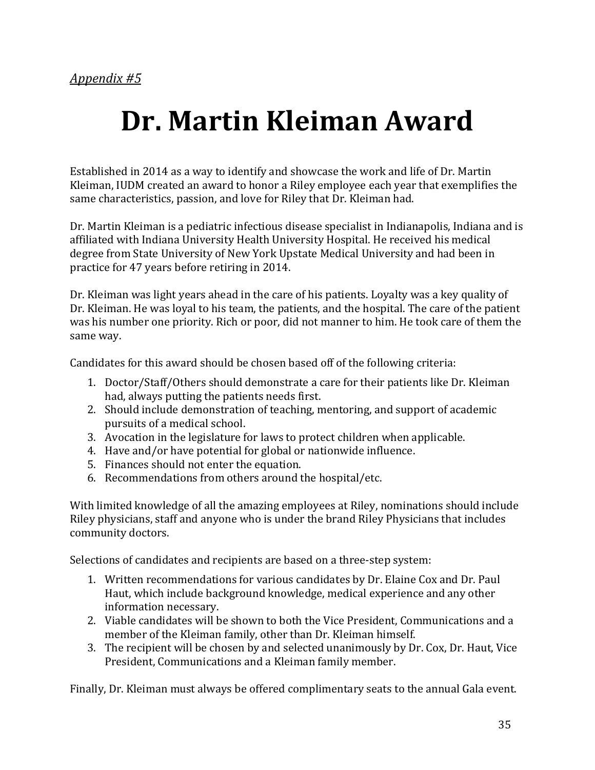*Appendix #5*

# Dr. Martin Kleiman Award

Established in 2014 as a way to identify and showcase the work and life of Dr. Martin Kleiman, IUDM created an award to honor a Riley employee each year that exemplifies the same characteristics, passion, and love for Riley that Dr. Kleiman had.

Dr. Martin Kleiman is a pediatric infectious disease specialist in Indianapolis, Indiana and is affiliated with Indiana University Health University Hospital. He received his medical degree from State University of New York Upstate Medical University and had been in practice for 47 years before retiring in 2014.

Dr. Kleiman was light years ahead in the care of his patients. Loyalty was a key quality of Dr. Kleiman. He was loyal to his team, the patients, and the hospital. The care of the patient was his number one priority. Rich or poor, did not manner to him. He took care of them the same way.

Candidates for this award should be chosen based off of the following criteria:

1. Doctor/Staff/Others should demonstrate a care for their patients like Dr. Kleiman had, always putting the patients needs first.
2. Should include demonstration of teaching, mentoring, and support of academic pursuits of a medical school.
3. Avocation in the legislature for laws to protect children when applicable.
4. Have and/or have potential for global or nationwide influence.
5. Finances should not enter the equation.
6. Recommendations from others around the hospital/etc.

With limited knowledge of all the amazing employees at Riley, nominations should include Riley physicians, staff and anyone who is under the brand Riley Physicians that includes community doctors.

Selections of candidates and recipients are based on a three-step system:

1. Written recommendations for various candidates by Dr. Elaine Cox and Dr. Paul Haut, which include background knowledge, medical experience and any other information necessary.
2. Viable candidates will be shown to both the Vice President, Communications and a member of the Kleiman family, other than Dr. Kleiman himself.
3. The recipient will be chosen by and selected unanimously by Dr. Cox, Dr. Haut, Vice President, Communications and a Kleiman family member.

Finally, Dr. Kleiman must always be offered complimentary seats to the annual Gala event.